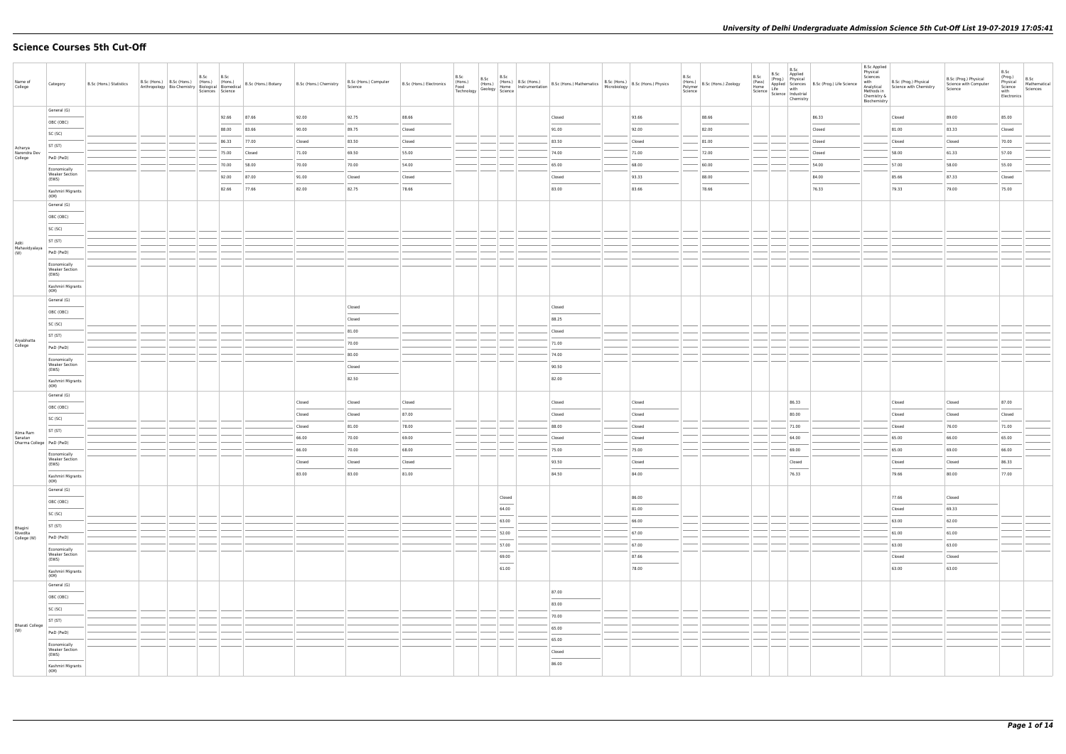# Science Courses 5th Cut-Off

| Name of College | Category | B.Sc (Hons.) Statistics | B.Sc (Hons.) Anthropology | B.Sc (Hons.) Bio-Chemistry | B.Sc (Hons.) Biological Sciences | B.Sc (Hons.) Biomedical Science | B.Sc (Hons.) Botany | B.Sc (Hons.) Chemistry | B.Sc (Hons.) Computer Science | B.Sc (Hons.) Electronics | B.Sc (Hons.) Food Technology | B.Sc (Hons.) Geology | B.Sc (Hons.) Home Science | B.Sc (Hons.) Instrumentation | B.Sc (Hons.) Mathematics | B.Sc (Hons.) Microbiology | B.Sc (Hons.) Physics | B.Sc (Hons.) Polymer Science | B.Sc (Hons.) Zoology | B.Sc (Pass) Home Science | B.Sc (Prog.) Applied Life Science | B.Sc Applied Physical Sciences with Industrial Chemistry | B.Sc (Prog.) Life Science | B.Sc Applied Physical Sciences with Analytical Methods in Chemistry & Biochemistry | B.Sc (Prog.) Physical Science with Chemistry | B.Sc (Prog.) Physical Science with Computer Science | B.Sc (Prog.) Physical Science with Electronics | B.Sc Mathematical Sciences |
|---|---|---|---|---|---|---|---|---|---|---|---|---|---|---|---|---|---|---|---|---|---|---|---|---|---|---|---|---|
| Acharya Narendra Dev College | General (G) | | | | | 92.66 | 87.66 | 92.00 | 92.75 | 88.66 | | | | | Closed | | 93.66 | | 88.66 | | | | 86.33 | | Closed | 89.00 | 85.00 | |
| | OBC (OBC) | | | | | 88.00 | 83.66 | 90.00 | 89.75 | Closed | | | | | 91.00 | | 92.00 | | 82.00 | | | | Closed | | 81.00 | 83.33 | Closed | |
| | SC (SC) | | | | | 86.33 | 77.00 | Closed | 83.50 | Closed | | | | | 83.50 | | Closed | | 81.00 | | | | Closed | | Closed | Closed | 70.00 | |
| | ST (ST) | | | | | 75.00 | Closed | 71.00 | 69.50 | 55.00 | | | | | 74.00 | | 71.00 | | 72.00 | | | | Closed | | 58.00 | 61.33 | 57.00 | |
| | PwD (PwD) | | | | | 70.00 | 58.00 | 70.00 | 70.00 | 54.00 | | | | | 65.00 | | 68.00 | | 60.00 | | | | 54.00 | | 57.00 | 58.00 | 55.00 | |
| | Economically Weaker Section (EWS) | | | | | 92.00 | 87.00 | 91.00 | Closed | Closed | | | | | Closed | | 93.33 | | 88.00 | | | | 84.00 | | 85.66 | 87.33 | Closed | |
| | Kashmiri Migrants (KM) | | | | | 82.66 | 77.66 | 82.00 | 82.75 | 78.66 | | | | | 83.00 | | 83.66 | | 78.66 | | | | 76.33 | | 79.33 | 79.00 | 75.00 | |
| Aditi Mahavidyalaya (W) | General (G) | | | | | | | | | | | | | | | | | | | | | | | | | | | |
| | OBC (OBC) | | | | | | | | | | | | | | | | | | | | | | | | | | | |
| | SC (SC) | | | | | | | | | | | | | | | | | | | | | | | | | | | |
| | ST (ST) | | | | | | | | | | | | | | | | | | | | | | | | | | | |
| | PwD (PwD) | | | | | | | | | | | | | | | | | | | | | | | | | | | |
| | Economically Weaker Section (EWS) | | | | | | | | | | | | | | | | | | | | | | | | | | | |
| | Kashmiri Migrants (KM) | | | | | | | | | | | | | | | | | | | | | | | | | | | |
| Aryabhatta College | General (G) | | | | | | | | Closed | | | | | | Closed | | | | | | | | | | | | | |
| | OBC (OBC) | | | | | | | | Closed | | | | | | 88.25 | | | | | | | | | | | | | |
| | SC (SC) | | | | | | | | 81.00 | | | | | | Closed | | | | | | | | | | | | | |
| | ST (ST) | | | | | | | | 70.00 | | | | | | 71.00 | | | | | | | | | | | | | |
| | PwD (PwD) | | | | | | | | 80.00 | | | | | | 74.00 | | | | | | | | | | | | | |
| | Economically Weaker Section (EWS) | | | | | | | | Closed | | | | | | 90.50 | | | | | | | | | | | | | |
| | Kashmiri Migrants (KM) | | | | | | | | 82.50 | | | | | | 82.00 | | | | | | | | | | | | | |
| Atma Ram Sanatan Dharma College | General (G) | | | | | | | Closed | Closed | Closed | | | | | Closed | | Closed | | | | | 86.33 | | | Closed | Closed | 87.00 | |
| | OBC (OBC) | | | | | | | Closed | Closed | 87.00 | | | | | Closed | | Closed | | | | | 80.00 | | | Closed | Closed | Closed | |
| | SC (SC) | | | | | | | Closed | 81.00 | 78.00 | | | | | 88.00 | | Closed | | | | | 71.00 | | | Closed | 76.00 | 71.00 | |
| | ST (ST) | | | | | | | 66.00 | 70.00 | 69.00 | | | | | Closed | | Closed | | | | | 64.00 | | | 65.00 | 66.00 | 65.00 | |
| | PwD (PwD) | | | | | | | 66.00 | 70.00 | 68.00 | | | | | 75.00 | | 75.00 | | | | | 69.00 | | | 65.00 | 69.00 | 66.00 | |
| | Economically Weaker Section (EWS) | | | | | | | Closed | Closed | Closed | | | | | 93.50 | | Closed | | | | | Closed | | | Closed | Closed | 86.33 | |
| | Kashmiri Migrants (KM) | | | | | | | 83.00 | 83.00 | 81.00 | | | | | 84.50 | | 84.00 | | | | | 76.33 | | | 79.66 | 80.00 | 77.00 | |
| Bhagini Nivedita College (W) | General (G) | | | | | | | | | | | | Closed | | | | 86.00 | | | | | | | | 77.66 | Closed | | |
| | OBC (OBC) | | | | | | | | | | | | 64.00 | | | | 81.00 | | | | | | | | Closed | 69.33 | | |
| | SC (SC) | | | | | | | | | | | | 63.00 | | | | 66.00 | | | | | | | | 63.00 | 62.00 | | |
| | ST (ST) | | | | | | | | | | | | 52.00 | | | | 67.00 | | | | | | | | 61.00 | 61.00 | | |
| | PwD (PwD) | | | | | | | | | | | | 57.00 | | | | 67.00 | | | | | | | | 63.00 | 63.00 | | |
| | Economically Weaker Section (EWS) | | | | | | | | | | | | 69.00 | | | | 87.66 | | | | | | | | Closed | Closed | | |
| | Kashmiri Migrants (KM) | | | | | | | | | | | | 61.00 | | | | 78.00 | | | | | | | | 63.00 | 63.00 | | |
| Bharati College (W) | General (G) | | | | | | | | | | | | | | 87.00 | | | | | | | | | | | | | |
| | OBC (OBC) | | | | | | | | | | | | | | 83.00 | | | | | | | | | | | | | |
| | SC (SC) | | | | | | | | | | | | | | 70.00 | | | | | | | | | | | | | |
| | ST (ST) | | | | | | | | | | | | | | 65.00 | | | | | | | | | | | | | |
| | PwD (PwD) | | | | | | | | | | | | | | 65.00 | | | | | | | | | | | | | |
| | Economically Weaker Section (EWS) | | | | | | | | | | | | | | Closed | | | | | | | | | | | | | |
| | Kashmiri Migrants (KM) | | | | | | | | | | | | | | 86.00 | | | | | | | | | | | | | |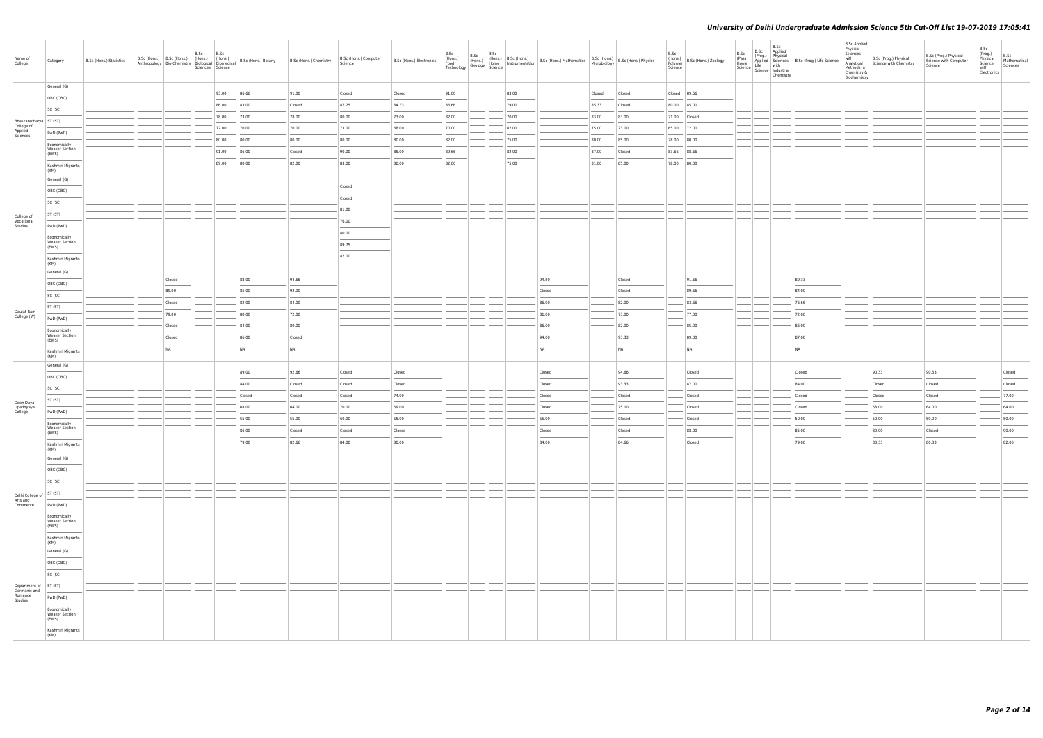| Name of College | Category | B.Sc (Hons.) Statistics | B.Sc (Hons.) Anthropology | B.Sc (Hons.) Bio-Chemistry | B.Sc (Hons.) Biological Sciences | B.Sc (Hons.) Biomedical Science | B.Sc (Hons.) Botany | B.Sc (Hons.) Chemistry | B.Sc (Hons.) Computer Science | B.Sc (Hons.) Electronics | B.Sc (Hons.) Food Technology | B.Sc (Hons.) Geology | B.Sc (Hons.) Home Science | B.Sc (Hons.) Instrumentation | B.Sc (Hons.) Mathematics | B.Sc (Hons.) Microbiology | B.Sc (Hons.) Physics | B.Sc (Hons.) Polymer Science | B.Sc (Hons.) Zoology | B.Sc (Pass) Home Science | B.Sc (Prog.) Applied Life Science | B.Sc Applied Physical Sciences with Industrial Chemistry | B.Sc (Prog.) Life Science | B.Sc Applied Physical Sciences with Analytical Methods in Chemistry & Biochemistry | B.Sc (Prog.) Physical Science with Chemistry | B.Sc (Prog.) Physical Science with Computer Science | B.Sc (Prog.) Physical Science with Electronics | B.Sc Mathematical Sciences |
|---|---|---|---|---|---|---|---|---|---|---|---|---|---|---|---|---|---|---|---|---|---|---|---|---|---|---|---|---|
| Bhaskaracharya College of Applied Sciences | General (G) | | | | | 93.00 | 86.66 | 91.00 | Closed | Closed | 91.00 | | | 83.00 | | Closed | Closed | Closed | 89.66 | | | | | | | | | |
| | OBC (OBC) | | | | | 86.00 | 83.00 | Closed | 87.25 | 84.33 | 86.66 | | | 79.00 | | 85.33 | Closed | 80.00 | 85.00 | | | | | | | | | |
| | SC (SC) | | | | | 78.00 | 73.00 | 78.00 | 80.00 | 73.00 | 82.00 | | | 70.00 | | 83.00 | 83.00 | 71.00 | Closed | | | | | | | | | |
| | ST (ST) | | | | | 72.00 | 70.00 | 70.00 | 73.00 | 68.00 | 70.00 | | | 62.00 | | 75.00 | 73.00 | 65.00 | 72.00 | | | | | | | | | |
| | PwD (PwD) | | | | | 80.00 | 80.00 | 80.00 | 80.00 | 80.00 | 82.00 | | | 75.00 | | 80.00 | 85.00 | 78.00 | 80.00 | | | | | | | | | |
| | Economically Weaker Section (EWS) | | | | | 91.00 | 86.00 | Closed | 90.00 | 85.00 | 89.66 | | | 82.00 | | 87.00 | Closed | 83.66 | 88.66 | | | | | | | | | |
| | Kashmiri Migrants (KM) | | | | | 89.00 | 80.00 | 82.00 | 83.00 | 80.00 | 82.00 | | | 75.00 | | 81.00 | 85.00 | 78.00 | 80.00 | | | | | | | | | |
| College of Vocational Studies | General (G) | | | | | | | | Closed | | | | | | | | | | | | | | | | | | | |
| | OBC (OBC) | | | | | | | | Closed | | | | | | | | | | | | | | | | | | | |
| | SC (SC) | | | | | | | | 81.00 | | | | | | | | | | | | | | | | | | | |
| | ST (ST) | | | | | | | | 76.00 | | | | | | | | | | | | | | | | | | | |
| | PwD (PwD) | | | | | | | | 80.00 | | | | | | | | | | | | | | | | | | | |
| | Economically Weaker Section (EWS) | | | | | | | | 89.75 | | | | | | | | | | | | | | | | | | | |
| | Kashmiri Migrants (KM) | | | | | | | | 82.00 | | | | | | | | | | | | | | | | | | | |
| Daulat Ram College (W) | General (G) | | | Closed | | | 88.00 | 94.66 | | | | | | | 94.50 | | Closed | | 91.66 | | | | 89.33 | | | | | |
| | OBC (OBC) | | | 89.00 | | | 85.00 | 92.00 | | | | | | | Closed | | Closed | | 89.66 | | | | 84.00 | | | | | |
| | SC (SC) | | | Closed | | | 82.00 | 84.00 | | | | | | | 86.00 | | 82.00 | | 83.66 | | | | 76.66 | | | | | |
| | ST (ST) | | | 79.00 | | | 80.00 | 72.00 | | | | | | | 81.00 | | 73.00 | | 77.00 | | | | 72.00 | | | | | |
| | PwD (PwD) | | | Closed | | | 84.00 | 80.00 | | | | | | | 86.00 | | 82.00 | | 85.00 | | | | 86.00 | | | | | |
| | Economically Weaker Section (EWS) | | | Closed | | | 86.00 | Closed | | | | | | | 94.00 | | 93.33 | | 89.00 | | | | 87.00 | | | | | |
| | Kashmiri Migrants (KM) | | | NA | | | NA | NA | | | | | | | NA | | NA | | NA | | | | NA | | | | | |
| Deen Dayal Upadhyaya College | General (G) | | | | | | 89.00 | 92.66 | Closed | Closed | | | | | Closed | | 94.66 | | Closed | | | | Closed | | 90.33 | 90.33 | | Closed |
| | OBC (OBC) | | | | | | 84.00 | Closed | Closed | Closed | | | | | Closed | | 93.33 | | 87.00 | | | | 84.00 | | Closed | Closed | | Closed |
| | SC (SC) | | | | | | Closed | Closed | Closed | 74.00 | | | | | Closed | | Closed | | Closed | | | | Closed | | Closed | Closed | | 77.00 |
| | ST (ST) | | | | | | 68.00 | 64.00 | 70.00 | 59.00 | | | | | Closed | | 75.00 | | Closed | | | | Closed | | 58.00 | 64.00 | | 64.00 |
| | PwD (PwD) | | | | | | 55.00 | 55.00 | 60.00 | 55.00 | | | | | 55.00 | | Closed | | Closed | | | | 50.00 | | 50.00 | 50.00 | | 50.00 |
| | Economically Weaker Section (EWS) | | | | | | 86.00 | Closed | Closed | Closed | | | | | Closed | | Closed | | 88.00 | | | | 85.00 | | 89.00 | Closed | | 90.00 |
| | Kashmiri Migrants (KM) | | | | | | 79.00 | 82.66 | 84.00 | 80.00 | | | | | 84.00 | | 84.66 | | Closed | | | | 79.00 | | 80.33 | 80.33 | | 82.00 |
| Delhi College of Arts and Commerce | General (G) | | | | | | | | | | | | | | | | | | | | | | | | | | | |
| | OBC (OBC) | | | | | | | | | | | | | | | | | | | | | | | | | | | |
| | SC (SC) | | | | | | | | | | | | | | | | | | | | | | | | | | | |
| | ST (ST) | | | | | | | | | | | | | | | | | | | | | | | | | | | |
| | PwD (PwD) | | | | | | | | | | | | | | | | | | | | | | | | | | | |
| | Economically Weaker Section (EWS) | | | | | | | | | | | | | | | | | | | | | | | | | | | |
| | Kashmiri Migrants (KM) | | | | | | | | | | | | | | | | | | | | | | | | | | | |
| Department of Germanic and Romance Studies | General (G) | | | | | | | | | | | | | | | | | | | | | | | | | | | |
| | OBC (OBC) | | | | | | | | | | | | | | | | | | | | | | | | | | | |
| | SC (SC) | | | | | | | | | | | | | | | | | | | | | | | | | | | |
| | ST (ST) | | | | | | | | | | | | | | | | | | | | | | | | | | | |
| | PwD (PwD) | | | | | | | | | | | | | | | | | | | | | | | | | | | |
| | Economically Weaker Section (EWS) | | | | | | | | | | | | | | | | | | | | | | | | | | | |
| | Kashmiri Migrants (KM) | | | | | | | | | | | | | | | | | | | | | | | | | | | |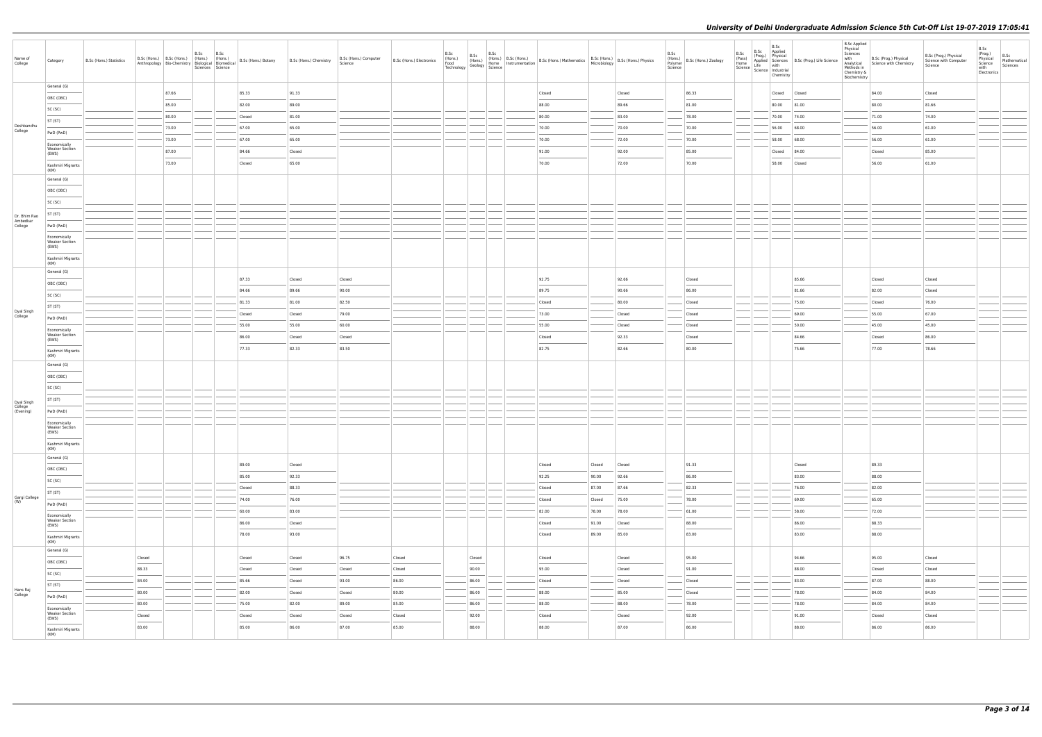| Name of College | Category | B.Sc (Hons.) Statistics | B.Sc (Hons.) Anthropology | B.Sc (Hons.) Bio-Chemistry | B.Sc (Hons.) Biological Sciences | B.Sc (Hons.) Biomedical Science | B.Sc (Hons.) Botany | B.Sc (Hons.) Chemistry | B.Sc (Hons.) Computer Science | B.Sc (Hons.) Electronics | B.Sc (Hons.) Food Technology | B.Sc (Hons.) Geology | B.Sc (Hons.) Home Science | B.Sc (Hons.) Instrumentation | B.Sc (Hons.) Mathematics | B.Sc (Hons.) Microbiology | B.Sc (Hons.) Physics | B.Sc (Hons.) Polymer Science | B.Sc (Hons.) Zoology | B.Sc (Pass) Home Science | B.Sc (Prog.) Applied Life Science | B.Sc Applied Physical Sciences with Industrial Chemistry | B.Sc (Prog.) Life Science | B.Sc Applied Physical Sciences with Analytical Methods in Chemistry & Biochemistry | B.Sc (Prog.) Physical Science with Chemistry | B.Sc (Prog.) Physical Science with Computer Science | B.Sc (Prog.) Physical Science with Electronics | B.Sc Mathematical Sciences |
|---|---|---|---|---|---|---|---|---|---|---|---|---|---|---|---|---|---|---|---|---|---|---|---|---|---|---|---|---|
| Deshbandhu College | General (G) | | | 87.66 | | | 85.33 | 91.33 | | | | | | | Closed | | Closed | | 86.33 | | | Closed | Closed | | 84.00 | Closed | | |
| | OBC (OBC) | | | 85.00 | | | 82.00 | 89.00 | | | | | | | 88.00 | | 89.66 | | 81.00 | | | 80.00 | 81.00 | | 80.00 | 81.66 | | |
| | SC (SC) | | | 80.00 | | | Closed | 81.00 | | | | | | | 80.00 | | 83.00 | | 78.00 | | | 70.00 | 74.00 | | 71.00 | 74.00 | | |
| | ST (ST) | | | 73.00 | | | 67.00 | 65.00 | | | | | | | 70.00 | | 70.00 | | 70.00 | | | 56.00 | 68.00 | | 56.00 | 61.00 | | |
| | PwD (PwD) | | | 73.00 | | | 67.00 | 65.00 | | | | | | | 70.00 | | 72.00 | | 70.00 | | | 58.00 | 68.00 | | 56.00 | 61.00 | | |
| | Economically Weaker Section (EWS) | | | 87.00 | | | 84.66 | Closed | | | | | | | 91.00 | | 92.00 | | 85.00 | | | Closed | 84.00 | | Closed | 85.00 | | |
| | Kashmiri Migrants (KM) | | | 73.00 | | | Closed | 65.00 | | | | | | | 70.00 | | 72.00 | | 70.00 | | | 58.00 | Closed | | 56.00 | 61.00 | | |
| Dr. Bhim Rao Ambedkar College | General (G) | | | | | | | | | | | | | | | | | | | | | | | | | | | |
| | OBC (OBC) | | | | | | | | | | | | | | | | | | | | | | | | | | | |
| | SC (SC) | | | | | | | | | | | | | | | | | | | | | | | | | | | |
| | ST (ST) | | | | | | | | | | | | | | | | | | | | | | | | | | | |
| | PwD (PwD) | | | | | | | | | | | | | | | | | | | | | | | | | | | |
| | Economically Weaker Section (EWS) | | | | | | | | | | | | | | | | | | | | | | | | | | | |
| | Kashmiri Migrants (KM) | | | | | | | | | | | | | | | | | | | | | | | | | | | |
| Dyal Singh College | General (G) | | | | | | 87.33 | Closed | Closed | | | | | | 92.75 | | 92.66 | | Closed | | | | 85.66 | | Closed | Closed | | |
| | OBC (OBC) | | | | | | 84.66 | 89.66 | 90.00 | | | | | | 89.75 | | 90.66 | | 86.00 | | | | 81.66 | | 82.00 | Closed | | |
| | SC (SC) | | | | | | 81.33 | 81.00 | 82.50 | | | | | | Closed | | 80.00 | | Closed | | | | 75.00 | | Closed | 76.00 | | |
| | ST (ST) | | | | | | Closed | Closed | 79.00 | | | | | | 73.00 | | Closed | | Closed | | | | 69.00 | | 55.00 | 67.00 | | |
| | PwD (PwD) | | | | | | 55.00 | 55.00 | 60.00 | | | | | | 55.00 | | Closed | | Closed | | | | 50.00 | | 45.00 | 45.00 | | |
| | Economically Weaker Section (EWS) | | | | | | 86.00 | Closed | Closed | | | | | | Closed | | 92.33 | | Closed | | | | 84.66 | | Closed | 86.00 | | |
| | Kashmiri Migrants (KM) | | | | | | 77.33 | 82.33 | 83.50 | | | | | | 82.75 | | 82.66 | | 80.00 | | | | 75.66 | | 77.00 | 78.66 | | |
| Dyal Singh College (Evening) | General (G) | | | | | | | | | | | | | | | | | | | | | | | | | | | |
| | OBC (OBC) | | | | | | | | | | | | | | | | | | | | | | | | | | | |
| | SC (SC) | | | | | | | | | | | | | | | | | | | | | | | | | | | |
| | ST (ST) | | | | | | | | | | | | | | | | | | | | | | | | | | | |
| | PwD (PwD) | | | | | | | | | | | | | | | | | | | | | | | | | | | |
| | Economically Weaker Section (EWS) | | | | | | | | | | | | | | | | | | | | | | | | | | | |
| | Kashmiri Migrants (KM) | | | | | | | | | | | | | | | | | | | | | | | | | | | |
| Gargi College (W) | General (G) | | | | | | 89.00 | Closed | | | | | | | Closed | Closed | Closed | | 91.33 | | | | Closed | | 89.33 | | | |
| | OBC (OBC) | | | | | | 85.00 | 92.33 | | | | | | | 92.25 | 90.00 | 92.66 | | 86.00 | | | | 83.00 | | 88.00 | | | |
| | SC (SC) | | | | | | Closed | 88.33 | | | | | | | Closed | 87.00 | 87.66 | | 82.33 | | | | 76.00 | | 82.00 | | | |
| | ST (ST) | | | | | | 74.00 | 76.00 | | | | | | | Closed | Closed | 75.00 | | 78.00 | | | | 69.00 | | 65.00 | | | |
| | PwD (PwD) | | | | | | 60.00 | 83.00 | | | | | | | 82.00 | 78.00 | 78.00 | | 61.00 | | | | 58.00 | | 72.00 | | | |
| | Economically Weaker Section (EWS) | | | | | | 86.00 | Closed | | | | | | | Closed | 91.00 | Closed | | 88.00 | | | | 86.00 | | 88.33 | | | |
| | Kashmiri Migrants (KM) | | | | | | 78.00 | 93.00 | | | | | | | Closed | 89.00 | 85.00 | | 83.00 | | | | 83.00 | | 88.00 | | | |
| Hans Raj College | General (G) | | Closed | | | | Closed | Closed | 96.75 | Closed | | Closed | | | Closed | | Closed | | 95.00 | | | | 94.66 | | 95.00 | Closed | | |
| | OBC (OBC) | | 88.33 | | | | Closed | Closed | Closed | Closed | | 90.00 | | | 95.00 | | Closed | | 91.00 | | | | 88.00 | | Closed | Closed | | |
| | SC (SC) | | 84.00 | | | | 85.66 | Closed | 93.00 | 86.00 | | 86.00 | | | Closed | | Closed | | Closed | | | | 83.00 | | 87.00 | 88.00 | | |
| | ST (ST) | | 80.00 | | | | 82.00 | Closed | Closed | 80.00 | | 86.00 | | | 88.00 | | 85.00 | | Closed | | | | 78.00 | | 84.00 | 84.00 | | |
| | PwD (PwD) | | 80.00 | | | | 75.00 | 82.00 | 89.00 | 85.00 | | 86.00 | | | 88.00 | | 88.00 | | 78.00 | | | | 78.00 | | 84.00 | 84.00 | | |
| | Economically Weaker Section (EWS) | | Closed | | | | Closed | Closed | Closed | Closed | | 92.00 | | | Closed | | Closed | | 92.00 | | | | 91.00 | | Closed | Closed | | |
| | Kashmiri Migrants (KM) | | 83.00 | | | | 85.00 | 86.00 | 87.00 | 85.00 | | 88.00 | | | 88.00 | | 87.00 | | 86.00 | | | | 88.00 | | 86.00 | 86.00 | | |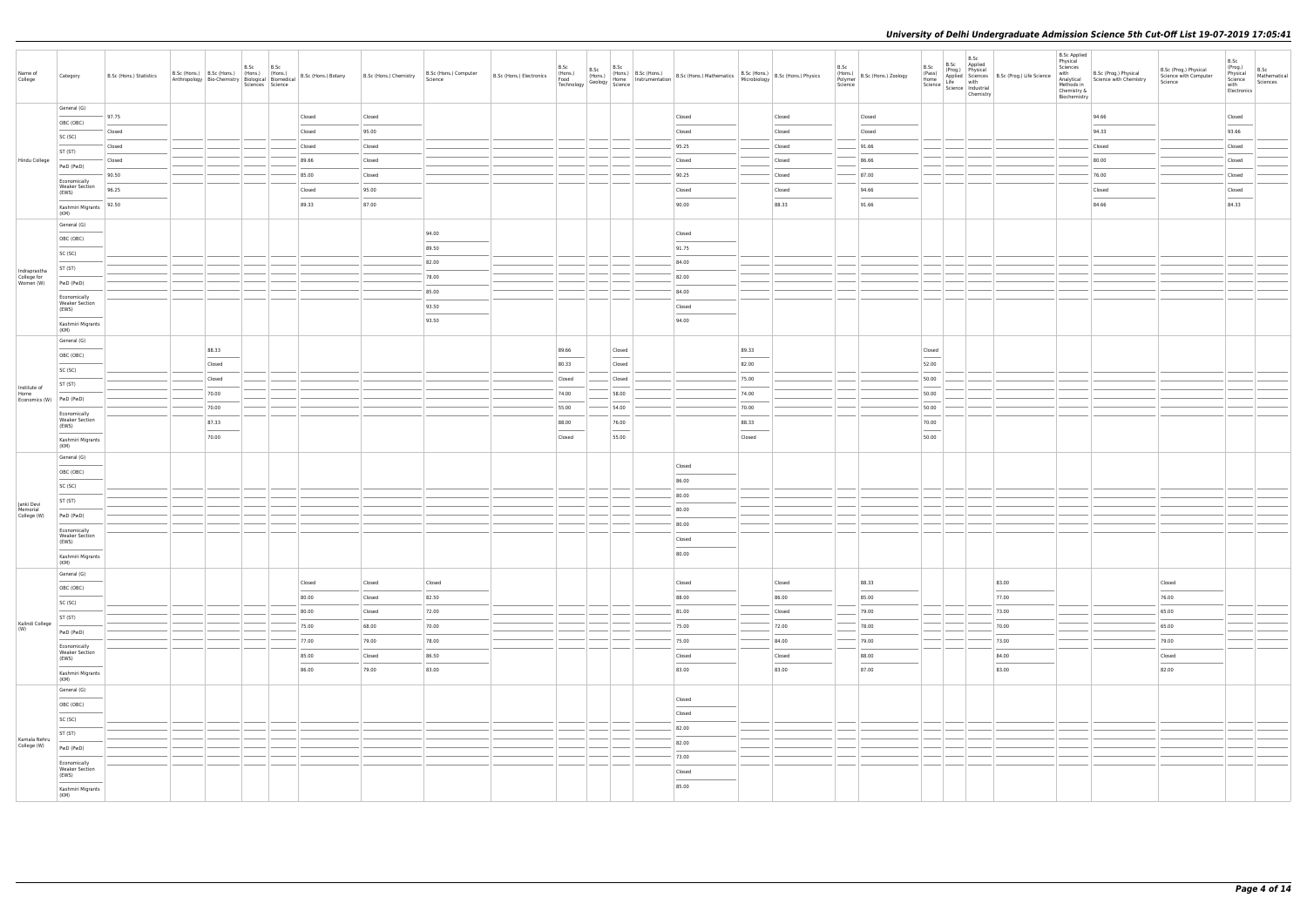# University of Delhi Undergraduate Admission Science 5th Cut-Off List 19-07-2019 17:05:41

| Name of College | Category | B.Sc (Hons.) Statistics | B.Sc (Hons.) Anthropology | B.Sc (Hons.) Bio-Chemistry | B.Sc (Hons.) Biological Sciences | B.Sc (Hons.) Biomedical Science | B.Sc (Hons.) Botany | B.Sc (Hons.) Chemistry | B.Sc (Hons.) Computer Science | B.Sc (Hons.) Electronics | B.Sc (Hons.) Food Technology | B.Sc (Hons.) Geology | B.Sc (Hons.) Home Science | B.Sc (Hons.) Instrumentation | B.Sc (Hons.) Mathematics | B.Sc (Hons.) Microbiology | B.Sc (Hons.) Physics | B.Sc (Hons.) Polymer Science | B.Sc (Hons.) Zoology | B.Sc (Pass) Home Science | B.Sc (Prog.) Applied Life Science | B.Sc Applied Physical Sciences with Industrial Chemistry | B.Sc (Prog.) Life Science | B.Sc Applied Physical Sciences with Analytical Methods in Chemistry & Biochemistry | B.Sc (Prog.) Physical Science with Chemistry | B.Sc (Prog.) Physical Science with Computer Science | B.Sc (Prog.) Physical Science with Electronics | B.Sc Mathematical Sciences |
|---|---|---|---|---|---|---|---|---|---|---|---|---|---|---|---|---|---|---|---|---|---|---|---|---|---|---|---|---|
| Hindu College | General (G) | 97.75 | | | | | Closed | Closed | | | | | | | Closed | | Closed | | Closed | | | | | | 94.66 | | Closed | |
| | OBC (OBC) | Closed | | | | | Closed | 95.00 | | | | | | | Closed | | Closed | | Closed | | | | | | 94.33 | | 93.66 | |
| | SC (SC) | Closed | | | | | Closed | Closed | | | | | | | 95.25 | | Closed | | 91.66 | | | | | | Closed | | Closed | |
| | ST (ST) | Closed | | | | | 89.66 | Closed | | | | | | | Closed | | Closed | | 86.66 | | | | | | 80.00 | | Closed | |
| | PwD (PwD) | 90.50 | | | | | 85.00 | Closed | | | | | | | 90.25 | | Closed | | 87.00 | | | | | | 76.00 | | Closed | |
| | Economically Weaker Section (EWS) | 96.25 | | | | | Closed | 95.00 | | | | | | | Closed | | Closed | | 94.66 | | | | | | Closed | | Closed | |
| | Kashmiri Migrants (KM) | 92.50 | | | | | 89.33 | 87.00 | | | | | | | 90.00 | | 88.33 | | 91.66 | | | | | | 84.66 | | 84.33 | |
| Indraprastha College for Women (W) | General (G) | | | | | | | | 94.00 | | | | | | Closed | | | | | | | | | | | | | |
| | OBC (OBC) | | | | | | | | 89.50 | | | | | | 91.75 | | | | | | | | | | | | | |
| | SC (SC) | | | | | | | | 82.00 | | | | | | 84.00 | | | | | | | | | | | | | |
| | ST (ST) | | | | | | | | 78.00 | | | | | | 82.00 | | | | | | | | | | | | | |
| | PwD (PwD) | | | | | | | | 85.00 | | | | | | 84.00 | | | | | | | | | | | | | |
| | Economically Weaker Section (EWS) | | | | | | | | 93.50 | | | | | | Closed | | | | | | | | | | | | | |
| | Kashmiri Migrants (KM) | | | | | | | | 93.50 | | | | | | 94.00 | | | | | | | | | | | | | |
| Institute of Home Economics (W) | General (G) | | | 88.33 | | | | | | | 89.66 | | Closed | | | 89.33 | | | | Closed | | | | | | | | |
| | OBC (OBC) | | | Closed | | | | | | | 80.33 | | Closed | | | 82.00 | | | | 52.00 | | | | | | | | |
| | SC (SC) | | | Closed | | | | | | | Closed | | Closed | | | 75.00 | | | | 50.00 | | | | | | | | |
| | ST (ST) | | | 70.00 | | | | | | | 74.00 | | 58.00 | | | 74.00 | | | | 50.00 | | | | | | | | |
| | PwD (PwD) | | | 70.00 | | | | | | | 55.00 | | 54.00 | | | 70.00 | | | | 50.00 | | | | | | | | |
| | Economically Weaker Section (EWS) | | | 87.33 | | | | | | | 88.00 | | 76.00 | | | 88.33 | | | | 70.00 | | | | | | | | |
| | Kashmiri Migrants (KM) | | | 70.00 | | | | | | | Closed | | 55.00 | | | Closed | | | | 50.00 | | | | | | | | |
| Janki Devi Memorial College (W) | General (G) | | | | | | | | | | | | | | Closed | | | | | | | | | | | | | |
| | OBC (OBC) | | | | | | | | | | | | | | 86.00 | | | | | | | | | | | | | |
| | SC (SC) | | | | | | | | | | | | | | 80.00 | | | | | | | | | | | | | |
| | ST (ST) | | | | | | | | | | | | | | 80.00 | | | | | | | | | | | | | |
| | PwD (PwD) | | | | | | | | | | | | | | 80.00 | | | | | | | | | | | | | |
| | Economically Weaker Section (EWS) | | | | | | | | | | | | | | Closed | | | | | | | | | | | | | |
| | Kashmiri Migrants (KM) | | | | | | | | | | | | | | 80.00 | | | | | | | | | | | | | |
| Kalindi College (W) | General (G) | | | | | | Closed | Closed | Closed | | | | | | Closed | | Closed | | 88.33 | | | | 83.00 | | | Closed | | |
| | OBC (OBC) | | | | | | 80.00 | Closed | 82.50 | | | | | | 88.00 | | 86.00 | | 85.00 | | | | 77.00 | | | 76.00 | | |
| | SC (SC) | | | | | | 80.00 | Closed | 72.00 | | | | | | 81.00 | | Closed | | 79.00 | | | | 73.00 | | | 65.00 | | |
| | ST (ST) | | | | | | 75.00 | 68.00 | 70.00 | | | | | | 75.00 | | 72.00 | | 78.00 | | | | 70.00 | | | 65.00 | | |
| | PwD (PwD) | | | | | | 77.00 | 79.00 | 78.00 | | | | | | 75.00 | | 84.00 | | 79.00 | | | | 73.00 | | | 79.00 | | |
| | Economically Weaker Section (EWS) | | | | | | 85.00 | Closed | 86.50 | | | | | | Closed | | Closed | | 88.00 | | | | 84.00 | | | Closed | | |
| | Kashmiri Migrants (KM) | | | | | | 86.00 | 79.00 | 83.00 | | | | | | 83.00 | | 83.00 | | 87.00 | | | | 83.00 | | | 82.00 | | |
| Kamala Nehru College (W) | General (G) | | | | | | | | | | | | | | Closed | | | | | | | | | | | | | |
| | OBC (OBC) | | | | | | | | | | | | | | Closed | | | | | | | | | | | | | |
| | SC (SC) | | | | | | | | | | | | | | 82.00 | | | | | | | | | | | | | |
| | ST (ST) | | | | | | | | | | | | | | 82.00 | | | | | | | | | | | | | |
| | PwD (PwD) | | | | | | | | | | | | | | 73.00 | | | | | | | | | | | | | |
| | Economically Weaker Section (EWS) | | | | | | | | | | | | | | Closed | | | | | | | | | | | | | |
| | Kashmiri Migrants (KM) | | | | | | | | | | | | | | 85.00 | | | | | | | | | | | | | |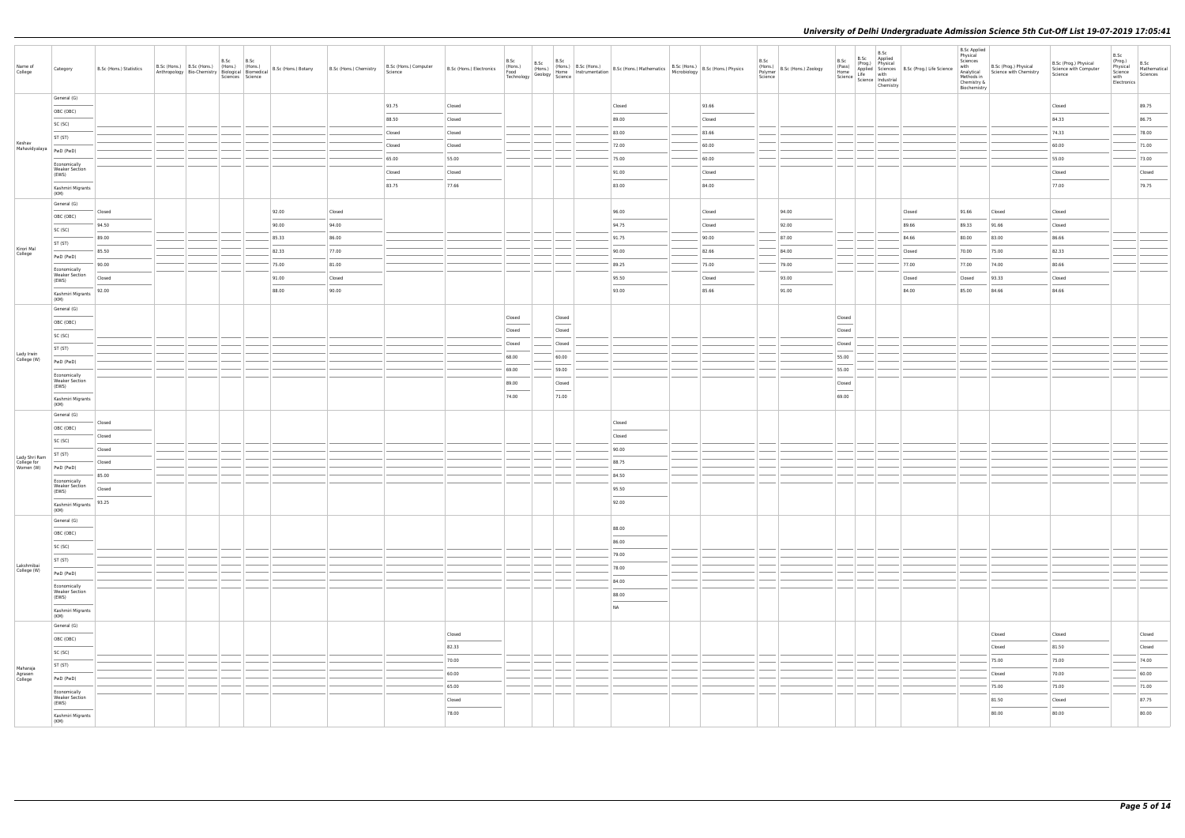| Name of College | Category | B.Sc (Hons.) Statistics | B.Sc (Hons.) Anthropology | B.Sc (Hons.) Bio-Chemistry | B.Sc (Hons.) Biological Sciences | B.Sc (Hons.) Biomedical Science | B.Sc (Hons.) Botany | B.Sc (Hons.) Chemistry | B.Sc (Hons.) Computer Science | B.Sc (Hons.) Electronics | B.Sc (Hons.) Food Technology | B.Sc (Hons.) Geology | B.Sc (Hons.) Home Science | B.Sc (Hons.) Instrumentation | B.Sc (Hons.) Mathematics | B.Sc (Hons.) Microbiology | B.Sc (Hons.) Physics | B.Sc (Hons.) Polymer Science | B.Sc (Hons.) Zoology | B.Sc (Pass) Home Science | B.Sc (Prog.) Applied Life Science | B.Sc Applied Physical Sciences with Industrial Chemistry | B.Sc (Prog.) Life Science | B.Sc Applied Physical Sciences with Analytical Methods in Chemistry & Biochemistry | B.Sc (Prog.) Physical Science with Chemistry | B.Sc (Prog.) Physical Science with Computer Science | B.Sc (Prog.) Physical Science with Electronics | B.Sc Mathematical Sciences |
|---|---|---|---|---|---|---|---|---|---|---|---|---|---|---|---|---|---|---|---|---|---|---|---|---|---|---|---|---|
| Keshav Mahavidyalaya | General (G) | | | | | | | | 93.75 | Closed | | | | | Closed | | 93.66 | | | | | | | | | Closed | | 89.75 |
| | OBC (OBC) | | | | | | | | 88.50 | Closed | | | | | 89.00 | | Closed | | | | | | | | | 84.33 | | 86.75 |
| | SC (SC) | | | | | | | | Closed | Closed | | | | | 83.00 | | 83.66 | | | | | | | | | 74.33 | | 78.00 |
| | ST (ST) | | | | | | | | Closed | Closed | | | | | 72.00 | | 60.00 | | | | | | | | | 60.00 | | 71.00 |
| | PwD (PwD) | | | | | | | | 65.00 | 55.00 | | | | | 75.00 | | 60.00 | | | | | | | | | 55.00 | | 73.00 |
| | Economically Weaker Section (EWS) | | | | | | | | Closed | Closed | | | | | 91.00 | | Closed | | | | | | | | | Closed | | Closed |
| | Kashmiri Migrants (KM) | | | | | | | | 83.75 | 77.66 | | | | | 83.00 | | 84.00 | | | | | | | | | 77.00 | | 79.75 |
| Kirori Mal College | General (G) | Closed | | | | | 92.00 | Closed | | | | | | | 96.00 | | Closed | | 94.00 | | | | Closed | 91.66 | Closed | Closed | | |
| | OBC (OBC) | 94.50 | | | | | 90.00 | 94.00 | | | | | | | 94.75 | | Closed | | 92.00 | | | | 89.66 | 89.33 | 91.66 | Closed | | |
| | SC (SC) | 89.00 | | | | | 85.33 | 86.00 | | | | | | | 91.75 | | 90.00 | | 87.00 | | | | 84.66 | 80.00 | 83.00 | 86.66 | | |
| | ST (ST) | 85.50 | | | | | 82.33 | 77.00 | | | | | | | 90.00 | | 82.66 | | 84.00 | | | | Closed | 70.00 | 75.00 | 82.33 | | |
| | PwD (PwD) | 90.00 | | | | | 75.00 | 81.00 | | | | | | | 89.25 | | 75.00 | | 79.00 | | | | 77.00 | 77.00 | 74.00 | 80.66 | | |
| | Economically Weaker Section (EWS) | Closed | | | | | 91.00 | Closed | | | | | | | 95.50 | | Closed | | 93.00 | | | | Closed | Closed | 93.33 | Closed | | |
| | Kashmiri Migrants (KM) | 92.00 | | | | | 88.00 | 90.00 | | | | | | | 93.00 | | 85.66 | | 91.00 | | | | 84.00 | 85.00 | 84.66 | 84.66 | | |
| Lady Irwin College (W) | General (G) | | | | | | | | | | Closed | | Closed | | | | | | | Closed | | | | | | | | |
| | OBC (OBC) | | | | | | | | | | Closed | | Closed | | | | | | | Closed | | | | | | | | |
| | SC (SC) | | | | | | | | | | Closed | | Closed | | | | | | | Closed | | | | | | | | |
| | ST (ST) | | | | | | | | | | 68.00 | | 60.00 | | | | | | | 55.00 | | | | | | | | |
| | PwD (PwD) | | | | | | | | | | 69.00 | | 59.00 | | | | | | | 55.00 | | | | | | | | |
| | Economically Weaker Section (EWS) | | | | | | | | | | 89.00 | | Closed | | | | | | | Closed | | | | | | | | |
| | Kashmiri Migrants (KM) | | | | | | | | | | 74.00 | | 71.00 | | | | | | | 69.00 | | | | | | | | |
| Lady Shri Ram College for Women (W) | General (G) | Closed | | | | | | | | | | | | | Closed | | | | | | | | | | | | | |
| | OBC (OBC) | Closed | | | | | | | | | | | | | Closed | | | | | | | | | | | | | |
| | SC (SC) | Closed | | | | | | | | | | | | | 90.00 | | | | | | | | | | | | | |
| | ST (ST) | Closed | | | | | | | | | | | | | 88.75 | | | | | | | | | | | | | |
| | PwD (PwD) | 85.00 | | | | | | | | | | | | | 84.50 | | | | | | | | | | | | | |
| | Economically Weaker Section (EWS) | Closed | | | | | | | | | | | | | 95.50 | | | | | | | | | | | | | |
| | Kashmiri Migrants (KM) | 93.25 | | | | | | | | | | | | | 92.00 | | | | | | | | | | | | | |
| Lakshmibai College (W) | General (G) | | | | | | | | | | | | | | 88.00 | | | | | | | | | | | | | |
| | OBC (OBC) | | | | | | | | | | | | | | 86.00 | | | | | | | | | | | | | |
| | SC (SC) | | | | | | | | | | | | | | 79.00 | | | | | | | | | | | | | |
| | ST (ST) | | | | | | | | | | | | | | 78.00 | | | | | | | | | | | | | |
| | PwD (PwD) | | | | | | | | | | | | | | 84.00 | | | | | | | | | | | | | |
| | Economically Weaker Section (EWS) | | | | | | | | | | | | | | 88.00 | | | | | | | | | | | | | |
| | Kashmiri Migrants (KM) | | | | | | | | | | | | | | NA | | | | | | | | | | | | | |
| Maharaja Agrasen College | General (G) | | | | | | | | | Closed | | | | | | | | | | | | | | | Closed | Closed | | Closed |
| | OBC (OBC) | | | | | | | | | 82.33 | | | | | | | | | | | | | | | Closed | 81.50 | | Closed |
| | SC (SC) | | | | | | | | | 70.00 | | | | | | | | | | | | | | | 75.00 | 75.00 | | 74.00 |
| | ST (ST) | | | | | | | | | 60.00 | | | | | | | | | | | | | | | Closed | 70.00 | | 60.00 |
| | PwD (PwD) | | | | | | | | | 65.00 | | | | | | | | | | | | | | | 75.00 | 75.00 | | 71.00 |
| | Economically Weaker Section (EWS) | | | | | | | | | Closed | | | | | | | | | | | | | | | 81.50 | Closed | | 87.75 |
| | Kashmiri Migrants (KM) | | | | | | | | | 78.00 | | | | | | | | | | | | | | | 80.00 | 80.00 | | 80.00 |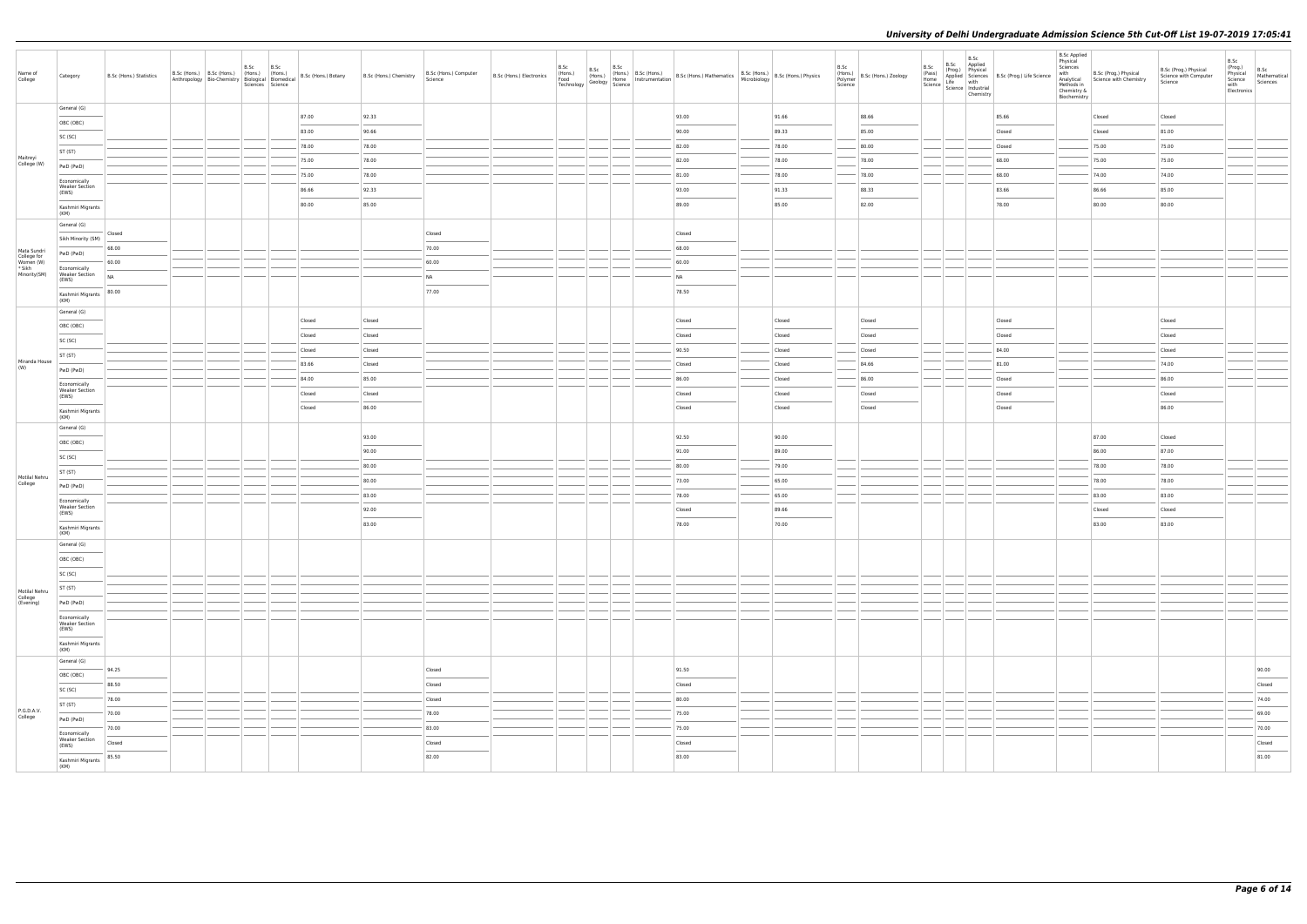| Name of College | Category | B.Sc (Hons.) Statistics | B.Sc (Hons.) Anthropology | B.Sc (Hons.) Bio-Chemistry | B.Sc (Hons.) Biological Sciences | B.Sc (Hons.) Biomedical Science | B.Sc (Hons.) Botany | B.Sc (Hons.) Chemistry | B.Sc (Hons.) Computer Science | B.Sc (Hons.) Electronics | B.Sc (Hons.) Food Technology | B.Sc (Hons.) Geology | B.Sc (Hons.) Home Science | B.Sc (Hons.) Instrumentation | B.Sc (Hons.) Mathematics | B.Sc (Hons.) Microbiology | B.Sc (Hons.) Physics | B.Sc (Hons.) Polymer Science | B.Sc (Hons.) Zoology | B.Sc (Pass) Home Science | B.Sc (Prog.) Applied Life Science | B.Sc Applied Physical Sciences with Industrial Chemistry | B.Sc (Prog.) Life Science | B.Sc Applied Physical Sciences with Analytical Methods in Chemistry & Biochemistry | B.Sc (Prog.) Physical Science with Chemistry | B.Sc (Prog.) Physical Science with Computer Science | B.Sc (Prog.) Physical Science with Electronics | B.Sc Mathematical Sciences |
|---|---|---|---|---|---|---|---|---|---|---|---|---|---|---|---|---|---|---|---|---|---|---|---|---|---|---|---|---|
| Maitreyi College (W) | General (G) | | | | | | 87.00 | 92.33 | | | | | | | 93.00 | | 91.66 | | 88.66 | | | | 85.66 | | Closed | Closed | | |
| | OBC (OBC) | | | | | | 83.00 | 90.66 | | | | | | | 90.00 | | 89.33 | | 85.00 | | | | Closed | | Closed | 81.00 | | |
| | SC (SC) | | | | | | 78.00 | 78.00 | | | | | | | 82.00 | | 78.00 | | 80.00 | | | | Closed | | 75.00 | 75.00 | | |
| | ST (ST) | | | | | | 75.00 | 78.00 | | | | | | | 82.00 | | 78.00 | | 78.00 | | | | 68.00 | | 75.00 | 75.00 | | |
| | PwD (PwD) | | | | | | 75.00 | 78.00 | | | | | | | 81.00 | | 78.00 | | 78.00 | | | | 68.00 | | 74.00 | 74.00 | | |
| | Economically Weaker Section (EWS) | | | | | | 86.66 | 92.33 | | | | | | | 93.00 | | 91.33 | | 88.33 | | | | 83.66 | | 86.66 | 85.00 | | |
| | Kashmiri Migrants (KM) | | | | | | 80.00 | 85.00 | | | | | | | 89.00 | | 85.00 | | 82.00 | | | | 78.00 | | 80.00 | 80.00 | | |
| Mata Sundri College for Women (W) *Sikh Minority(SM) | General (G) | Closed | | | | | | | Closed | | | | | | Closed | | | | | | | | | | | | | |
| | Sikh Minority (SM) | 68.00 | | | | | | | 70.00 | | | | | | 68.00 | | | | | | | | | | | | | |
| | PwD (PwD) | 60.00 | | | | | | | 60.00 | | | | | | 60.00 | | | | | | | | | | | | | |
| | Economically Weaker Section (EWS) | NA | | | | | | | NA | | | | | | NA | | | | | | | | | | | | | |
| | Kashmiri Migrants (KM) | 80.00 | | | | | | | 77.00 | | | | | | 78.50 | | | | | | | | | | | | | |
| Miranda House (W) | General (G) | | | | | | Closed | Closed | | | | | | | Closed | | Closed | | Closed | | | | Closed | | | Closed | | |
| | OBC (OBC) | | | | | | Closed | Closed | | | | | | | Closed | | Closed | | Closed | | | | Closed | | | Closed | | |
| | SC (SC) | | | | | | Closed | Closed | | | | | | | 90.50 | | Closed | | Closed | | | | 84.00 | | | Closed | | |
| | ST (ST) | | | | | | 83.66 | Closed | | | | | | | Closed | | Closed | | 84.66 | | | | 81.00 | | | 74.00 | | |
| | PwD (PwD) | | | | | | 84.00 | 85.00 | | | | | | | 86.00 | | Closed | | 86.00 | | | | Closed | | | 86.00 | | |
| | Economically Weaker Section (EWS) | | | | | | Closed | Closed | | | | | | | Closed | | Closed | | Closed | | | | Closed | | | Closed | | |
| | Kashmiri Migrants (KM) | | | | | | Closed | 86.00 | | | | | | | Closed | | Closed | | Closed | | | | Closed | | | 86.00 | | |
| Motilal Nehru College | General (G) | | | | | | | 93.00 | | | | | | | 92.50 | | 90.00 | | | | | | | | 87.00 | Closed | | |
| | OBC (OBC) | | | | | | | 90.00 | | | | | | | 91.00 | | 89.00 | | | | | | | | 86.00 | 87.00 | | |
| | SC (SC) | | | | | | | 80.00 | | | | | | | 80.00 | | 79.00 | | | | | | | | 78.00 | 78.00 | | |
| | ST (ST) | | | | | | | 80.00 | | | | | | | 73.00 | | 65.00 | | | | | | | | 78.00 | 78.00 | | |
| | PwD (PwD) | | | | | | | 83.00 | | | | | | | 78.00 | | 65.00 | | | | | | | | 83.00 | 83.00 | | |
| | Economically Weaker Section (EWS) | | | | | | | 92.00 | | | | | | | Closed | | 89.66 | | | | | | | | Closed | Closed | | |
| | Kashmiri Migrants (KM) | | | | | | | 83.00 | | | | | | | 78.00 | | 70.00 | | | | | | | | 83.00 | 83.00 | | |
| Motilal Nehru College (Evening) | General (G) | | | | | | | | | | | | | | | | | | | | | | | | | | | |
| | OBC (OBC) | | | | | | | | | | | | | | | | | | | | | | | | | | | |
| | SC (SC) | | | | | | | | | | | | | | | | | | | | | | | | | | | |
| | ST (ST) | | | | | | | | | | | | | | | | | | | | | | | | | | | |
| | PwD (PwD) | | | | | | | | | | | | | | | | | | | | | | | | | | | |
| | Economically Weaker Section (EWS) | | | | | | | | | | | | | | | | | | | | | | | | | | | |
| | Kashmiri Migrants (KM) | | | | | | | | | | | | | | | | | | | | | | | | | | | |
| P.G.D.A.V. College | General (G) | 94.25 | | | | | | | Closed | | | | | | 91.50 | | | | | | | | | | | | | 90.00 |
| | OBC (OBC) | 88.50 | | | | | | | Closed | | | | | | Closed | | | | | | | | | | | | | Closed |
| | SC (SC) | 78.00 | | | | | | | Closed | | | | | | 80.00 | | | | | | | | | | | | | 74.00 |
| | ST (ST) | 70.00 | | | | | | | 78.00 | | | | | | 75.00 | | | | | | | | | | | | | 69.00 |
| | PwD (PwD) | 70.00 | | | | | | | 83.00 | | | | | | 75.00 | | | | | | | | | | | | | 70.00 |
| | Economically Weaker Section (EWS) | Closed | | | | | | | Closed | | | | | | Closed | | | | | | | | | | | | | Closed |
| | Kashmiri Migrants (KM) | 85.50 | | | | | | | 82.00 | | | | | | 83.00 | | | | | | | | | | | | | 81.00 |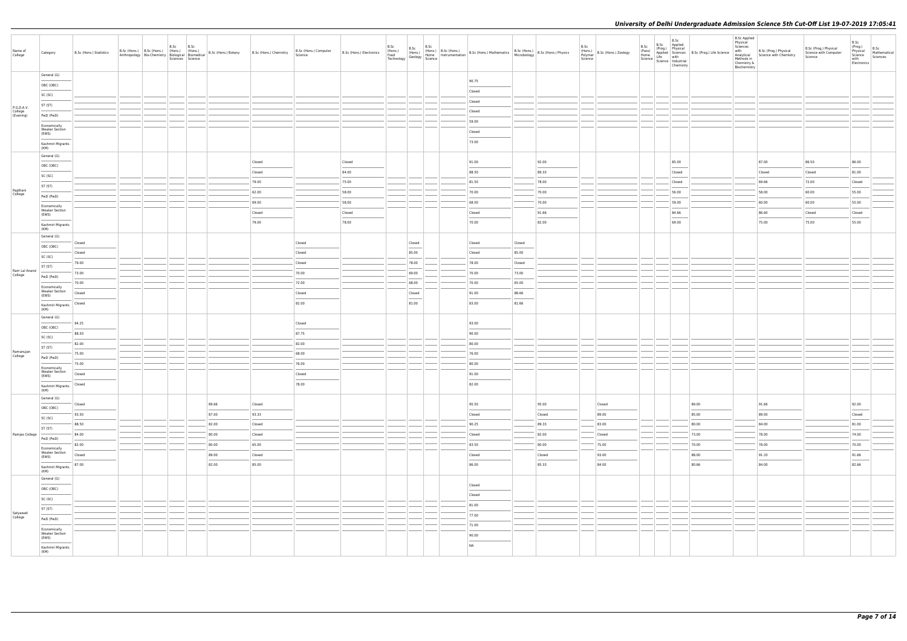# University of Delhi Undergraduate Admission Science 5th Cut-Off List 19-07-2019 17:05:41

| Name of College | Category | B.Sc (Hons.) Statistics | B.Sc (Hons.) Anthropology | B.Sc (Hons.) Bio-Chemistry | B.Sc (Hons.) Biological Sciences | B.Sc (Hons.) Biomedical Science | B.Sc (Hons.) Botany | B.Sc (Hons.) Chemistry | B.Sc (Hons.) Computer Science | B.Sc (Hons.) Electronics | B.Sc (Hons.) Food Technology | B.Sc (Hons.) Geology | B.Sc (Hons.) Home Science | B.Sc (Hons.) Instrumentation | B.Sc (Hons.) Mathematics | B.Sc (Hons.) Microbiology | B.Sc (Hons.) Physics | B.Sc (Hons.) Polymer Science | B.Sc (Hons.) Zoology | B.Sc (Pass) Home Science | B.Sc (Prog.) Applied Life Science | B.Sc Applied Physical Sciences with Industrial Chemistry | B.Sc (Prog.) Life Science | B.Sc Applied Physical Sciences with Analytical Methods in Chemistry & Biochemistry | B.Sc (Prog.) Physical Science with Chemistry | B.Sc (Prog.) Physical Science with Computer Science | B.Sc (Prog.) Physical Science with Electronics | B.Sc Mathematical Sciences |
|---|---|---|---|---|---|---|---|---|---|---|---|---|---|---|---|---|---|---|---|---|---|---|---|---|---|---|---|---|
| P.G.D.A.V. College (Evening) | General (G) | | | | | | | | | | | | | | 90.75 | | | | | | | | | | | | | |
| | OBC (OBC) | | | | | | | | | | | | | | Closed | | | | | | | | | | | | | |
| | SC (SC) | | | | | | | | | | | | | | Closed | | | | | | | | | | | | | |
| | ST (ST) | | | | | | | | | | | | | | Closed | | | | | | | | | | | | | |
| | PwD (PwD) | | | | | | | | | | | | | | 59.00 | | | | | | | | | | | | | |
| | Economically Weaker Section (EWS) | | | | | | | | | | | | | | Closed | | | | | | | | | | | | | |
| | Kashmiri Migrants (KM) | | | | | | | | | | | | | | 73.00 | | | | | | | | | | | | | |
| Rajdhani College | General (G) | | | | | | | Closed | | Closed | | | | | 91.00 | | 92.00 | | | | | 85.00 | | | 87.00 | 86.50 | 86.00 | |
| | OBC (OBC) | | | | | | | Closed | | 84.00 | | | | | 88.50 | | 89.33 | | | | | Closed | | | Closed | Closed | 81.00 | |
| | SC (SC) | | | | | | | 79.00 | | 75.00 | | | | | 81.50 | | 78.00 | | | | | Closed | | | 69.66 | 72.00 | Closed | |
| | ST (ST) | | | | | | | 62.00 | | 58.00 | | | | | 70.00 | | 70.00 | | | | | 56.00 | | | 58.00 | 60.00 | 55.00 | |
| | PwD (PwD) | | | | | | | 69.00 | | 58.00 | | | | | 68.00 | | 70.00 | | | | | 59.00 | | | 60.00 | 60.00 | 55.00 | |
| | Economically Weaker Section (EWS) | | | | | | | Closed | | Closed | | | | | Closed | | 91.66 | | | | | 84.66 | | | 86.60 | Closed | Closed | |
| | Kashmiri Migrants (KM) | | | | | | | 79.00 | | 78.00 | | | | | 70.00 | | 82.00 | | | | | 69.00 | | | 75.00 | 75.00 | 55.00 | |
| Ram Lal Anand College | General (G) | Closed | | | | | | | Closed | | | Closed | | | Closed | Closed | | | | | | | | | | | | |
| | OBC (OBC) | Closed | | | | | | | Closed | | | 85.00 | | | Closed | 85.00 | | | | | | | | | | | | |
| | SC (SC) | 79.00 | | | | | | | Closed | | | 78.00 | | | 78.00 | Closed | | | | | | | | | | | | |
| | ST (ST) | 73.00 | | | | | | | 70.00 | | | 69.00 | | | 70.00 | 73.00 | | | | | | | | | | | | |
| | PwD (PwD) | 70.00 | | | | | | | 72.00 | | | 68.00 | | | 70.00 | 65.00 | | | | | | | | | | | | |
| | Economically Weaker Section (EWS) | Closed | | | | | | | Closed | | | Closed | | | 91.00 | 88.66 | | | | | | | | | | | | |
| | Kashmiri Migrants (KM) | Closed | | | | | | | 82.00 | | | 81.00 | | | 83.00 | 81.66 | | | | | | | | | | | | |
| Ramanujan College | General (G) | 94.25 | | | | | | | Closed | | | | | | 93.00 | | | | | | | | | | | | | |
| | OBC (OBC) | 88.50 | | | | | | | 87.75 | | | | | | 90.00 | | | | | | | | | | | | | |
| | SC (SC) | 82.00 | | | | | | | 82.00 | | | | | | 80.00 | | | | | | | | | | | | | |
| | ST (ST) | 75.00 | | | | | | | 68.00 | | | | | | 76.00 | | | | | | | | | | | | | |
| | PwD (PwD) | 75.00 | | | | | | | 76.00 | | | | | | 80.00 | | | | | | | | | | | | | |
| | Economically Weaker Section (EWS) | Closed | | | | | | | Closed | | | | | | 91.00 | | | | | | | | | | | | | |
| | Kashmiri Migrants (KM) | Closed | | | | | | | 78.00 | | | | | | 82.00 | | | | | | | | | | | | | |
| Ramjas College | General (G) | Closed | | | | | 89.66 | Closed | | | | | | | 95.50 | | 95.00 | | Closed | | | | 89.00 | | 91.66 | | 92.00 | |
| | OBC (OBC) | 93.50 | | | | | 87.00 | 93.33 | | | | | | | Closed | | Closed | | 89.00 | | | | 85.00 | | 89.00 | | Closed | |
| | SC (SC) | 88.50 | | | | | 82.00 | Closed | | | | | | | 90.25 | | 89.33 | | 83.00 | | | | 80.00 | | 84.00 | | 81.00 | |
| | ST (ST) | 84.00 | | | | | 80.00 | Closed | | | | | | | Closed | | 82.00 | | Closed | | | | 73.00 | | 78.00 | | 74.00 | |
| | PwD (PwD) | 82.00 | | | | | 80.00 | 65.00 | | | | | | | 83.50 | | 80.00 | | 75.00 | | | | 70.00 | | 78.00 | | 70.00 | |
| | Economically Weaker Section (EWS) | Closed | | | | | 89.00 | Closed | | | | | | | Closed | | Closed | | 93.00 | | | | 88.00 | | 91.33 | | 91.66 | |
| | Kashmiri Migrants (KM) | 87.00 | | | | | 82.00 | 85.00 | | | | | | | 86.00 | | 85.33 | | 84.00 | | | | 80.66 | | 84.00 | | 82.66 | |
| Satyawati College | General (G) | | | | | | | | | | | | | | Closed | | | | | | | | | | | | | |
| | OBC (OBC) | | | | | | | | | | | | | | Closed | | | | | | | | | | | | | |
| | SC (SC) | | | | | | | | | | | | | | 81.00 | | | | | | | | | | | | | |
| | ST (ST) | | | | | | | | | | | | | | 77.00 | | | | | | | | | | | | | |
| | PwD (PwD) | | | | | | | | | | | | | | 71.00 | | | | | | | | | | | | | |
| | Economically Weaker Section (EWS) | | | | | | | | | | | | | | 90.00 | | | | | | | | | | | | | |
| | Kashmiri Migrants (KM) | | | | | | | | | | | | | | NA | | | | | | | | | | | | | |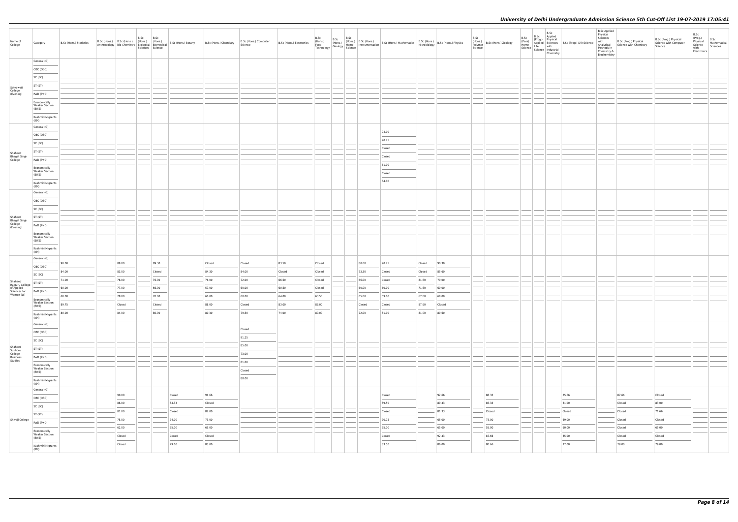| Name of College | Category | B.Sc (Hons.) Statistics | B.Sc (Hons.) Anthropology | B.Sc (Hons.) Bio-Chemistry | B.Sc (Hons.) Biological Sciences | B.Sc (Hons.) Biomedical Science | B.Sc (Hons.) Botany | B.Sc (Hons.) Chemistry | B.Sc (Hons.) Computer Science | B.Sc (Hons.) Electronics | B.Sc (Hons.) Food Technology | B.Sc (Hons.) Geology | B.Sc (Hons.) Home Science | B.Sc (Hons.) Instrumentation | B.Sc (Hons.) Mathematics | B.Sc (Hons.) Microbiology | B.Sc (Hons.) Physics | B.Sc (Hons.) Polymer Science | B.Sc (Hons.) Zoology | B.Sc (Pass) Home Science | B.Sc (Prog.) Applied Life Science | B.Sc Applied Physical Sciences with Industrial Chemistry | B.Sc (Prog.) Life Science | B.Sc Applied Physical Sciences with Analytical Methods in Chemistry & Biochemistry | B.Sc (Prog.) Physical Science with Chemistry | B.Sc (Prog.) Physical Science with Computer Science | B.Sc (Prog.) Physical Science with Electronics | B.Sc Mathematical Sciences |
|---|---|---|---|---|---|---|---|---|---|---|---|---|---|---|---|---|---|---|---|---|---|---|---|---|---|---|---|---|
| Satyawati College (Evening) | General (G) | | | | | | | | | | | | | | | | | | | | | | | | | | | |
| | OBC (OBC) | | | | | | | | | | | | | | | | | | | | | | | | | | | |
| | SC (SC) | | | | | | | | | | | | | | | | | | | | | | | | | | | |
| | ST (ST) | | | | | | | | | | | | | | | | | | | | | | | | | | | |
| | PwD (PwD) | | | | | | | | | | | | | | | | | | | | | | | | | | | |
| | Economically Weaker Section (EWS) | | | | | | | | | | | | | | | | | | | | | | | | | | | |
| | Kashmiri Migrants (KM) | | | | | | | | | | | | | | | | | | | | | | | | | | | |
| Shaheed Bhagat Singh College | General (G) | | | | | | | | | | | | | | 94.00 | | | | | | | | | | | | | |
| | OBC (OBC) | | | | | | | | | | | | | | 90.75 | | | | | | | | | | | | | |
| | SC (SC) | | | | | | | | | | | | | | Closed | | | | | | | | | | | | | |
| | ST (ST) | | | | | | | | | | | | | | Closed | | | | | | | | | | | | | |
| | PwD (PwD) | | | | | | | | | | | | | | 61.00 | | | | | | | | | | | | | |
| | Economically Weaker Section (EWS) | | | | | | | | | | | | | | Closed | | | | | | | | | | | | | |
| | Kashmiri Migrants (KM) | | | | | | | | | | | | | | 84.00 | | | | | | | | | | | | | |
| Shaheed Bhagat Singh College (Evening) | General (G) | | | | | | | | | | | | | | | | | | | | | | | | | | | |
| | OBC (OBC) | | | | | | | | | | | | | | | | | | | | | | | | | | | |
| | SC (SC) | | | | | | | | | | | | | | | | | | | | | | | | | | | |
| | ST (ST) | | | | | | | | | | | | | | | | | | | | | | | | | | | |
| | PwD (PwD) | | | | | | | | | | | | | | | | | | | | | | | | | | | |
| | Economically Weaker Section (EWS) | | | | | | | | | | | | | | | | | | | | | | | | | | | |
| | Kashmiri Migrants (KM) | | | | | | | | | | | | | | | | | | | | | | | | | | | |
| Shaheed Rajguru College of Applied Sciences for Women (W) | General (G) | 90.00 | | 89.00 | | 89.30 | | Closed | Closed | 83.50 | Closed | | | 80.60 | 90.75 | Closed | 90.30 | | | | | | | | | | | |
| | OBC (OBC) | 84.00 | | 83.00 | | Closed | | 84.30 | 84.00 | Closed | Closed | | | 73.30 | Closed | Closed | 85.60 | | | | | | | | | | | |
| | SC (SC) | 71.00 | | 78.00 | | 76.00 | | 76.00 | 72.00 | 68.50 | Closed | | | 66.00 | Closed | 81.60 | 70.00 | | | | | | | | | | | |
| | ST (ST) | 60.00 | | 77.00 | | 66.00 | | 57.00 | 60.00 | 60.50 | Closed | | | 60.00 | 60.00 | 71.60 | 60.00 | | | | | | | | | | | |
| | PwD (PwD) | 60.00 | | 78.00 | | 70.00 | | 60.00 | 60.00 | 64.00 | 63.50 | | | 65.00 | 59.00 | 67.00 | 68.00 | | | | | | | | | | | |
| | Economically Weaker Section (EWS) | 89.75 | | Closed | | Closed | | 88.00 | Closed | 83.00 | 86.00 | | | Closed | Closed | 87.60 | Closed | | | | | | | | | | | |
| | Kashmiri Migrants (KM) | 80.00 | | 84.00 | | 80.00 | | 80.30 | 79.50 | 74.00 | 80.00 | | | 72.00 | 81.00 | 81.00 | 80.60 | | | | | | | | | | | |
| Shaheed Sukhdev College Business Studies | General (G) | | | | | | | | Closed | | | | | | | | | | | | | | | | | | | |
| | OBC (OBC) | | | | | | | | 91.25 | | | | | | | | | | | | | | | | | | | |
| | SC (SC) | | | | | | | | 85.00 | | | | | | | | | | | | | | | | | | | |
| | ST (ST) | | | | | | | | 73.00 | | | | | | | | | | | | | | | | | | | |
| | PwD (PwD) | | | | | | | | 81.00 | | | | | | | | | | | | | | | | | | | |
| | Economically Weaker Section (EWS) | | | | | | | | Closed | | | | | | | | | | | | | | | | | | | |
| | Kashmiri Migrants (KM) | | | | | | | | 88.00 | | | | | | | | | | | | | | | | | | | |
| Shivaji College | General (G) | | | 90.00 | | | Closed | 91.66 | | | | | | | Closed | | 92.66 | | 88.33 | | | | 85.66 | | 87.66 | Closed | | |
| | OBC (OBC) | | | 86.00 | | | 84.33 | Closed | | | | | | | 89.50 | | 89.33 | | 85.33 | | | | 81.00 | | Closed | 83.00 | | |
| | SC (SC) | | | 81.00 | | | Closed | 82.00 | | | | | | | Closed | | 81.33 | | Closed | | | | Closed | | Closed | 71.66 | | |
| | ST (ST) | | | 75.00 | | | 74.00 | 73.00 | | | | | | | 70.75 | | 65.00 | | 75.00 | | | | 69.00 | | Closed | Closed | | |
| | PwD (PwD) | | | 62.00 | | | 55.00 | 65.00 | | | | | | | 55.00 | | 65.00 | | 55.00 | | | | 60.00 | | Closed | 65.00 | | |
| | Economically Weaker Section (EWS) | | | Closed | | | Closed | Closed | | | | | | | Closed | | 92.33 | | 87.66 | | | | 85.00 | | Closed | Closed | | |
| | Kashmiri Migrants (KM) | | | Closed | | | 79.00 | 83.00 | | | | | | | 83.50 | | 86.00 | | 80.66 | | | | 77.00 | | 79.00 | 79.00 | | |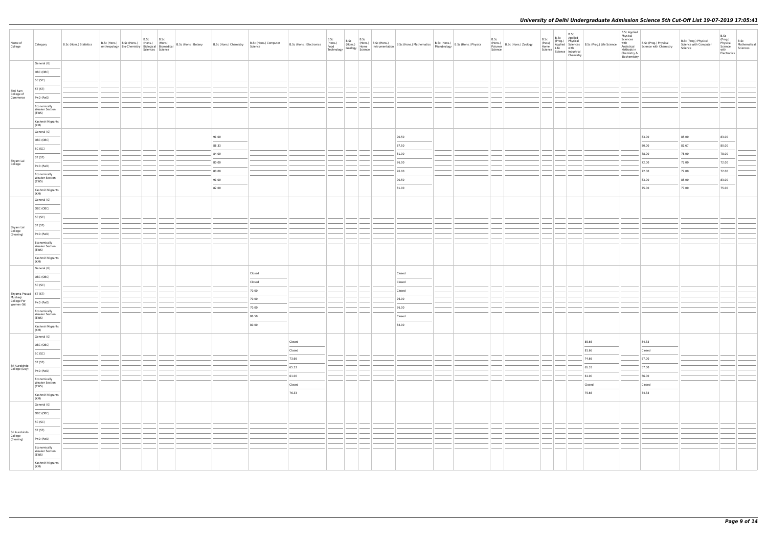| Name of College | Category | B.Sc (Hons.) Statistics | B.Sc (Hons.) Anthropology | B.Sc (Hons.) Bio-Chemistry | B.Sc (Hons.) Biological Sciences | B.Sc (Hons.) Biomedical Science | B.Sc (Hons.) Botany | B.Sc (Hons.) Chemistry | B.Sc (Hons.) Computer Science | B.Sc (Hons.) Electronics | B.Sc (Hons.) Food Technology | B.Sc (Hons.) Geology | B.Sc (Hons.) Home Science | B.Sc (Hons.) Instrumentation | B.Sc (Hons.) Mathematics | B.Sc (Hons.) Microbiology | B.Sc (Hons.) Physics | B.Sc (Hons.) Polymer Science | B.Sc (Hons.) Zoology | B.Sc (Pass) Home Science | B.Sc (Prog.) Applied Life Science | B.Sc Applied Physical Sciences with Industrial Chemistry | B.Sc (Prog.) Life Science | B.Sc Applied Physical Sciences with Analytical Methods in Chemistry & Biochemistry | B.Sc (Prog.) Physical Science with Chemistry | B.Sc (Prog.) Physical Science with Computer Science | B.Sc (Prog.) Physical Science with Electronics | B.Sc Mathematical Sciences |
|---|---|---|---|---|---|---|---|---|---|---|---|---|---|---|---|---|---|---|---|---|---|---|---|---|---|---|---|---|
| Shri Ram College of Commerce | General (G) | | | | | | | | | | | | | | | | | | | | | | | | | | | |
| | OBC (OBC) | | | | | | | | | | | | | | | | | | | | | | | | | | | |
| | SC (SC) | | | | | | | | | | | | | | | | | | | | | | | | | | | |
| | ST (ST) | | | | | | | | | | | | | | | | | | | | | | | | | | | |
| | PwD (PwD) | | | | | | | | | | | | | | | | | | | | | | | | | | | |
| | Economically Weaker Section (EWS) | | | | | | | | | | | | | | | | | | | | | | | | | | | |
| | Kashmiri Migrants (KM) | | | | | | | | | | | | | | | | | | | | | | | | | | | |
| Shyam Lal College | General (G) | | | | | | | 91.00 | | | | | | | 90.50 | | | | | | | | | | 83.00 | 85.00 | 83.00 | |
| | OBC (OBC) | | | | | | | 88.33 | | | | | | | 87.50 | | | | | | | | | | 80.00 | 81.67 | 80.00 | |
| | SC (SC) | | | | | | | 84.00 | | | | | | | 81.00 | | | | | | | | | | 78.00 | 78.00 | 78.00 | |
| | ST (ST) | | | | | | | 80.00 | | | | | | | 76.00 | | | | | | | | | | 72.00 | 72.00 | 72.00 | |
| | PwD (PwD) | | | | | | | 80.00 | | | | | | | 76.00 | | | | | | | | | | 72.00 | 72.00 | 72.00 | |
| | Economically Weaker Section (EWS) | | | | | | | 91.00 | | | | | | | 90.50 | | | | | | | | | | 83.00 | 85.00 | 83.00 | |
| | Kashmiri Migrants (KM) | | | | | | | 82.00 | | | | | | | 81.00 | | | | | | | | | | 75.00 | 77.00 | 75.00 | |
| Shyam Lal College (Evening) | General (G) | | | | | | | | | | | | | | | | | | | | | | | | | | | |
| | OBC (OBC) | | | | | | | | | | | | | | | | | | | | | | | | | | | |
| | SC (SC) | | | | | | | | | | | | | | | | | | | | | | | | | | | |
| | ST (ST) | | | | | | | | | | | | | | | | | | | | | | | | | | | |
| | PwD (PwD) | | | | | | | | | | | | | | | | | | | | | | | | | | | |
| | Economically Weaker Section (EWS) | | | | | | | | | | | | | | | | | | | | | | | | | | | |
| | Kashmiri Migrants (KM) | | | | | | | | | | | | | | | | | | | | | | | | | | | |
| Shyama Prasad Mukherji College For Women (W) | General (G) | | | | | | | | Closed | | | | | | Closed | | | | | | | | | | | | | |
| | OBC (OBC) | | | | | | | | Closed | | | | | | Closed | | | | | | | | | | | | | |
| | SC (SC) | | | | | | | | 70.00 | | | | | | Closed | | | | | | | | | | | | | |
| | ST (ST) | | | | | | | | 70.00 | | | | | | 76.00 | | | | | | | | | | | | | |
| | PwD (PwD) | | | | | | | | 70.00 | | | | | | 76.00 | | | | | | | | | | | | | |
| | Economically Weaker Section (EWS) | | | | | | | | 86.50 | | | | | | Closed | | | | | | | | | | | | | |
| | Kashmiri Migrants (KM) | | | | | | | | 80.00 | | | | | | 84.00 | | | | | | | | | | | | | |
| Sri Aurobindo College (Day) | General (G) | | | | | | | | | Closed | | | | | | | | | | | | | 85.66 | | 84.33 | | | |
| | OBC (OBC) | | | | | | | | | Closed | | | | | | | | | | | | | 81.66 | | Closed | | | |
| | SC (SC) | | | | | | | | | 73.66 | | | | | | | | | | | | | 74.66 | | 67.00 | | | |
| | ST (ST) | | | | | | | | | 65.33 | | | | | | | | | | | | | 65.33 | | 57.00 | | | |
| | PwD (PwD) | | | | | | | | | 61.00 | | | | | | | | | | | | | 61.00 | | 56.00 | | | |
| | Economically Weaker Section (EWS) | | | | | | | | | Closed | | | | | | | | | | | | | Closed | | Closed | | | |
| | Kashmiri Migrants (KM) | | | | | | | | | 76.33 | | | | | | | | | | | | | 75.66 | | 74.33 | | | |
| Sri Aurobindo College (Evening) | General (G) | | | | | | | | | | | | | | | | | | | | | | | | | | | |
| | OBC (OBC) | | | | | | | | | | | | | | | | | | | | | | | | | | | |
| | SC (SC) | | | | | | | | | | | | | | | | | | | | | | | | | | | |
| | ST (ST) | | | | | | | | | | | | | | | | | | | | | | | | | | | |
| | PwD (PwD) | | | | | | | | | | | | | | | | | | | | | | | | | | | |
| | Economically Weaker Section (EWS) | | | | | | | | | | | | | | | | | | | | | | | | | | | |
| | Kashmiri Migrants (KM) | | | | | | | | | | | | | | | | | | | | | | | | | | | |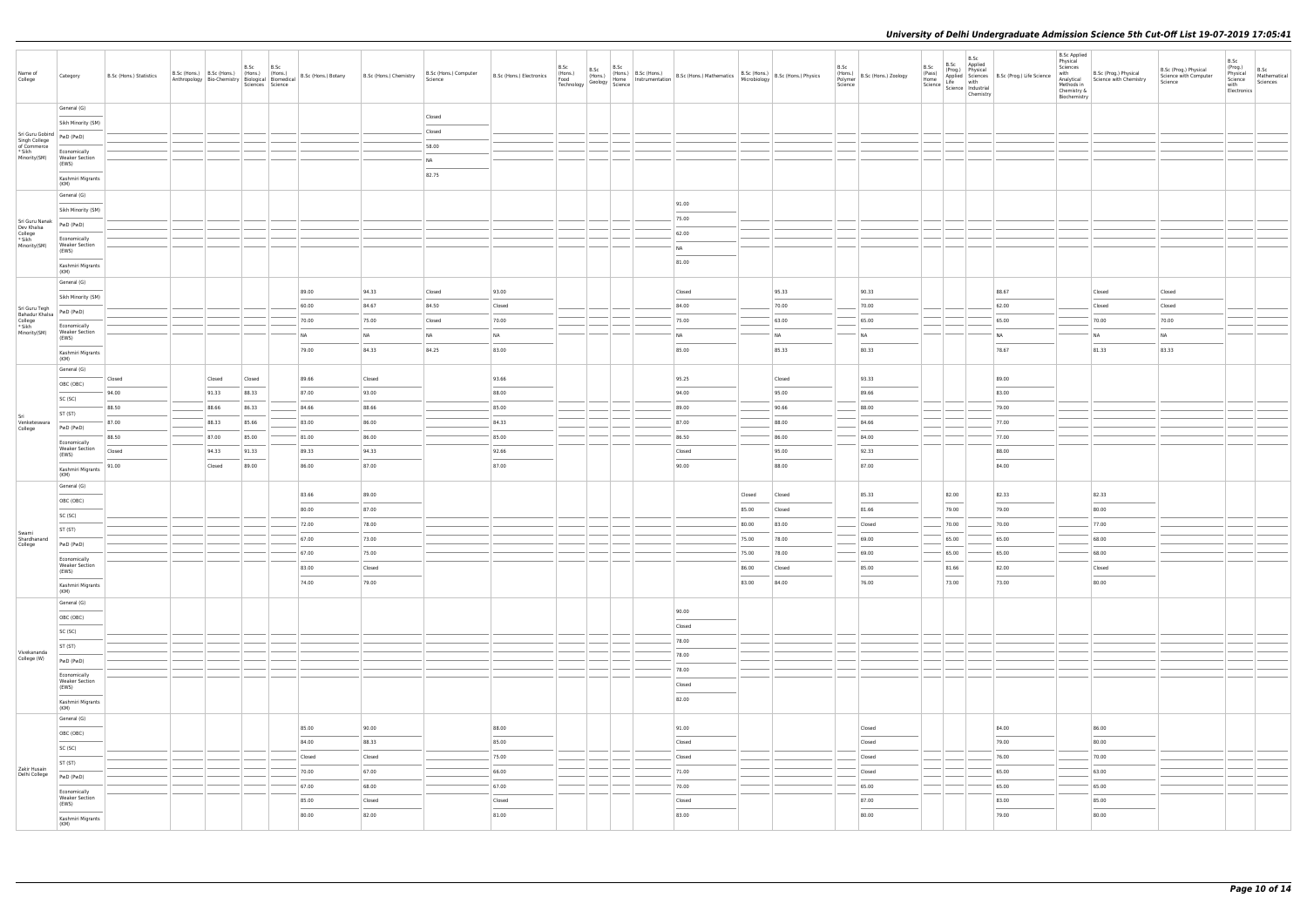# University of Delhi Undergraduate Admission Science 5th Cut-Off List 19-07-2019 17:05:41

| Name of College | Category | B.Sc (Hons.) Statistics | B.Sc (Hons.) Anthropology | B.Sc (Hons.) Bio-Chemistry | B.Sc (Hons.) Biological Sciences | B.Sc (Hons.) Biomedical Science | B.Sc (Hons.) Botany | B.Sc (Hons.) Chemistry | B.Sc (Hons.) Computer Science | B.Sc (Hons.) Electronics | B.Sc (Hons.) Food Technology | B.Sc (Hons.) Geology | B.Sc (Hons.) Home Science | B.Sc (Hons.) Instrumentation | B.Sc (Hons.) Mathematics | B.Sc (Hons.) Microbiology | B.Sc (Hons.) Physics | B.Sc (Hons.) Polymer Science | B.Sc (Hons.) Zoology | B.Sc (Pass) Home Science | B.Sc (Prog.) Applied Life Science | B.Sc Applied Physical Sciences with Industrial Chemistry | B.Sc (Prog.) Life Science | B.Sc Applied Physical Sciences with Analytical Methods in Chemistry & Biochemistry | B.Sc (Prog.) Physical Science with Chemistry | B.Sc (Prog.) Physical Science with Computer Science | B.Sc (Prog.) Physical Science with Electronics | B.Sc Mathematical Sciences |
|---|---|---|---|---|---|---|---|---|---|---|---|---|---|---|---|---|---|---|---|---|---|---|---|---|---|---|---|---|
| Sri Guru Gobind Singh College of Commerce * Sikh Minority(SM) | General (G) | | | | | | | | Closed | | | | | | | | | | | | | | | | | | | |
| | Sikh Minority (SM) | | | | | | | | Closed | | | | | | | | | | | | | | | | | | | |
| | PwD (PwD) | | | | | | | | 58.00 | | | | | | | | | | | | | | | | | | | |
| | Economically Weaker Section (EWS) | | | | | | | | NA | | | | | | | | | | | | | | | | | | | |
| | Kashmiri Migrants (KM) | | | | | | | | 82.75 | | | | | | | | | | | | | | | | | | | |
| Sri Guru Nanak Dev Khalsa College * Sikh Minority(SM) | General (G) | | | | | | | | | | | | | | 91.00 | | | | | | | | | | | | | |
| | Sikh Minority (SM) | | | | | | | | | | | | | | 75.00 | | | | | | | | | | | | | |
| | PwD (PwD) | | | | | | | | | | | | | | 62.00 | | | | | | | | | | | | | |
| | Economically Weaker Section (EWS) | | | | | | | | | | | | | | NA | | | | | | | | | | | | | |
| | Kashmiri Migrants (KM) | | | | | | | | | | | | | | 81.00 | | | | | | | | | | | | | |
| Sri Guru Tegh Bahadur Khalsa College * Sikh Minority(SM) | General (G) | | | | | | 89.00 | 94.33 | Closed | 93.00 | | | | | Closed | | 95.33 | | 90.33 | | | | 88.67 | | Closed | Closed | | |
| | Sikh Minority (SM) | | | | | | 60.00 | 84.67 | 84.50 | Closed | | | | | 84.00 | | 70.00 | | 70.00 | | | | 62.00 | | Closed | Closed | | |
| | PwD (PwD) | | | | | | 70.00 | 75.00 | Closed | 70.00 | | | | | 75.00 | | 63.00 | | 65.00 | | | | 65.00 | | 70.00 | 70.00 | | |
| | Economically Weaker Section (EWS) | | | | | | NA | NA | NA | NA | | | | | NA | | NA | | NA | | | | NA | | NA | NA | | |
| | Kashmiri Migrants (KM) | | | | | | 79.00 | 84.33 | 84.25 | 83.00 | | | | | 85.00 | | 85.33 | | 80.33 | | | | 78.67 | | 81.33 | 83.33 | | |
| Sri Venketeswara College | General (G) | Closed | | Closed | Closed | | 89.66 | Closed | | 93.66 | | | | | 95.25 | | Closed | | 93.33 | | | | 89.00 | | | | | |
| | OBC (OBC) | 94.00 | | 91.33 | 88.33 | | 87.00 | 93.00 | | 88.00 | | | | | 94.00 | | 95.00 | | 89.66 | | | | 83.00 | | | | | |
| | SC (SC) | 88.50 | | 88.66 | 86.33 | | 84.66 | 88.66 | | 85.00 | | | | | 89.00 | | 90.66 | | 88.00 | | | | 79.00 | | | | | |
| | ST (ST) | 87.00 | | 88.33 | 85.66 | | 83.00 | 86.00 | | 84.33 | | | | | 87.00 | | 88.00 | | 84.66 | | | | 77.00 | | | | | |
| | PwD (PwD) | 88.50 | | 87.00 | 85.00 | | 81.00 | 86.00 | | 85.00 | | | | | 86.50 | | 86.00 | | 84.00 | | | | 77.00 | | | | | |
| | Economically Weaker Section (EWS) | Closed | | 94.33 | 91.33 | | 89.33 | 94.33 | | 92.66 | | | | | Closed | | 95.00 | | 92.33 | | | | 88.00 | | | | | |
| | Kashmiri Migrants (KM) | 91.00 | | Closed | 89.00 | | 86.00 | 87.00 | | 87.00 | | | | | 90.00 | | 88.00 | | 87.00 | | | | 84.00 | | | | | |
| Swami Shardhanand College | General (G) | | | | | | 83.66 | 89.00 | | | | | | | | Closed | Closed | | 85.33 | | 82.00 | | 82.33 | | 82.33 | | | |
| | OBC (OBC) | | | | | | 80.00 | 87.00 | | | | | | | | 85.00 | Closed | | 81.66 | | 79.00 | | 79.00 | | 80.00 | | | |
| | SC (SC) | | | | | | 72.00 | 78.00 | | | | | | | | 80.00 | 83.00 | | Closed | | 70.00 | | 70.00 | | 77.00 | | | |
| | ST (ST) | | | | | | 67.00 | 73.00 | | | | | | | | 75.00 | 78.00 | | 69.00 | | 65.00 | | 65.00 | | 68.00 | | | |
| | PwD (PwD) | | | | | | 67.00 | 75.00 | | | | | | | | 75.00 | 78.00 | | 69.00 | | 65.00 | | 65.00 | | 68.00 | | | |
| | Economically Weaker Section (EWS) | | | | | | 83.00 | Closed | | | | | | | | 86.00 | Closed | | 85.00 | | 81.66 | | 82.00 | | Closed | | | |
| | Kashmiri Migrants (KM) | | | | | | 74.00 | 79.00 | | | | | | | | 83.00 | 84.00 | | 76.00 | | 73.00 | | 73.00 | | 80.00 | | | |
| Vivekananda College (W) | General (G) | | | | | | | | | | | | | | 90.00 | | | | | | | | | | | | | |
| | OBC (OBC) | | | | | | | | | | | | | | Closed | | | | | | | | | | | | | |
| | SC (SC) | | | | | | | | | | | | | | 78.00 | | | | | | | | | | | | | |
| | ST (ST) | | | | | | | | | | | | | | 78.00 | | | | | | | | | | | | | |
| | PwD (PwD) | | | | | | | | | | | | | | 78.00 | | | | | | | | | | | | | |
| | Economically Weaker Section (EWS) | | | | | | | | | | | | | | Closed | | | | | | | | | | | | | |
| | Kashmiri Migrants (KM) | | | | | | | | | | | | | | 82.00 | | | | | | | | | | | | | |
| Zakir Husain Delhi College | General (G) | | | | | | 85.00 | 90.00 | | 88.00 | | | | | 91.00 | | | | Closed | | | | 84.00 | | 86.00 | | | |
| | OBC (OBC) | | | | | | 84.00 | 88.33 | | 85.00 | | | | | Closed | | | | Closed | | | | 79.00 | | 80.00 | | | |
| | SC (SC) | | | | | | Closed | Closed | | 75.00 | | | | | Closed | | | | Closed | | | | 76.00 | | 70.00 | | | |
| | ST (ST) | | | | | | 70.00 | 67.00 | | 66.00 | | | | | 71.00 | | | | Closed | | | | 65.00 | | 63.00 | | | |
| | PwD (PwD) | | | | | | 67.00 | 68.00 | | 67.00 | | | | | 70.00 | | | | 65.00 | | | | 65.00 | | 65.00 | | | |
| | Economically Weaker Section (EWS) | | | | | | 85.00 | Closed | | Closed | | | | | Closed | | | | 87.00 | | | | 83.00 | | 85.00 | | | |
| | Kashmiri Migrants (KM) | | | | | | 80.00 | 82.00 | | 81.00 | | | | | 83.00 | | | | 80.00 | | | | 79.00 | | 80.00 | | | |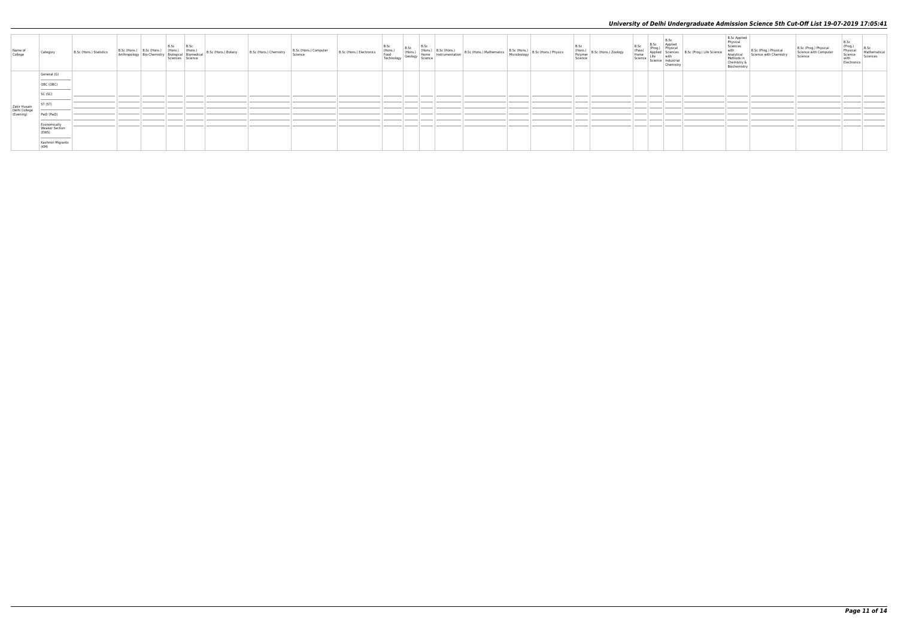# University of Delhi Undergraduate Admission Science 5th Cut-Off List 19-07-2019 17:05:41

| Name of College | Category | B.Sc (Hons.) Statistics | B.Sc (Hons.) Anthropology | B.Sc (Hons.) Bio-Chemistry | B.Sc (Hons.) Biological Sciences | B.Sc (Hons.) Biomedical Science | B.Sc (Hons.) Botany | B.Sc (Hons.) Chemistry | B.Sc (Hons.) Computer Science | B.Sc (Hons.) Electronics | B.Sc (Hons.) Food Technology | B.Sc (Hons.) Geology | B.Sc (Hons.) Home Science | B.Sc (Hons.) Instrumentation | B.Sc (Hons.) Mathematics | B.Sc (Hons.) Microbiology | B.Sc (Hons.) Physics | B.Sc (Hons.) Polymer Science | B.Sc (Hons.) Zoology | B.Sc (Pass) Home Science | B.Sc (Prog.) Applied Life Science | B.Sc Applied Physical Sciences with Industrial Chemistry | B.Sc (Prog.) Life Science | B.Sc Applied Physical Sciences with Analytical Methods in Chemistry & Biochemistry | B.Sc (Prog.) Physical Science with Chemistry | B.Sc (Prog.) Physical Science with Computer Science | B.Sc (Prog.) Physical Science with Electronics | B.Sc Mathematical Sciences |
|---|---|---|---|---|---|---|---|---|---|---|---|---|---|---|---|---|---|---|---|---|---|---|---|---|---|---|---|---|
| Zakir Husain Delhi College (Evening) | General (G) | | | | | | | | | | | | | | | | | | | | | | | | | | | |
| | OBC (OBC) | | | | | | | | | | | | | | | | | | | | | | | | | | | |
| | SC (SC) | | | | | | | | | | | | | | | | | | | | | | | | | | | |
| | ST (ST) | | | | | | | | | | | | | | | | | | | | | | | | | | | |
| | PwD (PwD) | | | | | | | | | | | | | | | | | | | | | | | | | | | |
| | Economically Weaker Section (EWS) | | | | | | | | | | | | | | | | | | | | | | | | | | | |
| | Kashmiri Migrants (KM) | | | | | | | | | | | | | | | | | | | | | | | | | | | |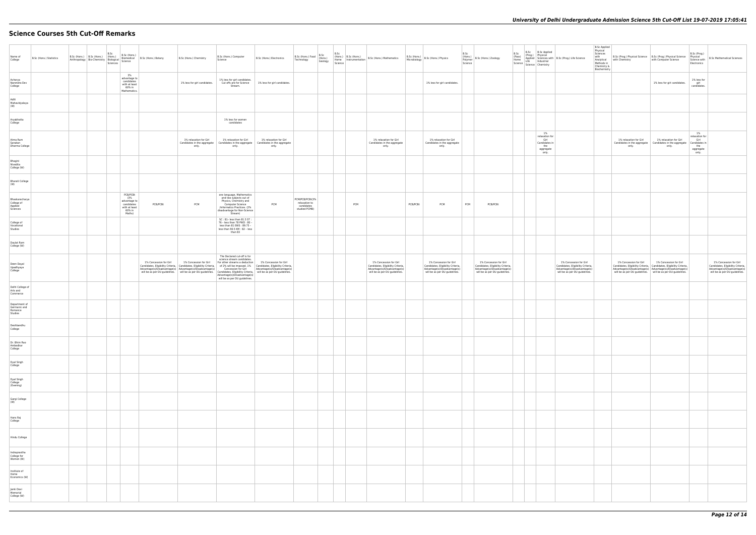# Science Courses 5th Cut-Off Remarks

| Name of College | B.Sc (Hons.) Statistics | B.Sc (Hons.) Anthropology | B.Sc (Hons.) Bio-Chemistry | B.Sc (Hons.) Biological Sciences | B.Sc (Hons.) Biomedical Science | B.Sc (Hons.) Botany | B.Sc (Hons.) Chemistry | B.Sc (Hons.) Computer Science | B.Sc (Hons.) Electronics | B.Sc (Hons.) Food Technology | B.Sc (Hons.) Geology | B.Sc (Hons.) Home Science | B.Sc (Hons.) Instrumentation | B.Sc (Hons.) Mathematics | B.Sc (Hons.) Microbiology | B.Sc (Hons.) Physics | B.Sc (Hons.) Polymer Science | B.Sc (Hons.) Zoology | B.Sc (Pass) Home Science | B.Sc (Prog.) Applied Life Science | B.Sc Applied Physical Sciences with Industrial Chemistry | B.Sc (Prog.) Life Science | B.Sc Applied Physical Sciences with Analytical Methods in Chemistry & Biochemistry | B.Sc (Prog.) Physical Science with Chemistry | B.Sc (Prog.) Physical Science with Computer Science | B.Sc (Prog.) Physical Science with Electronics | B.Sc Mathematical Sciences |
|---|---|---|---|---|---|---|---|---|---|---|---|---|---|---|---|---|---|---|---|---|---|---|---|---|---|---|---|
| Acharya Narendra Dev College | | | | | 3% advantage to candidates with at least 60% in Mathematics. | | 1% less for girl candidates. | 1% less for girl candidates. Cut offs are for Science Stream. | 1% less for girl candidates. | | | | | | | 1% less for girl candidates. | | | | | | | | | 1% less for girl candidates. | 1% less for girl candidates. | |
| Aditi Mahavidyalaya (W) | | | | | | | | | | | | | | | | | | | | | | | | | | | |
| Aryabhatta College | | | | | | | | 1% less for women candidates | | | | | | | | | | | | | | | | | | | |
| Atma Ram Sanatan Dharma College | | | | | | | 1% relaxation for Girl Candidates in the aggregate only. | 1% relaxation for Girl Candidates in the aggregate only. | 1% relaxation for Girl Candidates in the aggregate only. | | | | | 1% relaxation for Girl Candidates in the aggregate only. | | 1% relaxation for Girl Candidates in the aggregate only. | | | | | 1% relaxation for Girl Candidates in the aggregate only. | | | 1% relaxation for Girl Candidates in the aggregate only. | 1% relaxation for Girl Candidates in the aggregate only, | 1% relaxation for Girl Candidates in the aggregate only. | |
| Bhagini Nivedita College (W) | | | | | | | | | | | | | | | | | | | | | | | | | | | |
| Bharati College (W) | | | | | | | | | | | | | | | | | | | | | | | | | | | |
| Bhaskaracharya College of Applied Sciences | | | | | PCB/PCBt (3% advantage to candidates with at least 60% in Maths) | PCB/PCBt | PCM | one language, Mathematics and two subjects out of Physics, Chemistry and Computer Science /Informatics Practices. (2% disadvantage for Non-Science Stream) | PCM | PCM/PCB/PCBt(3% relaxation to candidates studied PCMB) | | | PCM | | PCB/PCBt | PCM | PCM | PCB/PCBt | | | | | | | | | |
| College of Vocational Studies | | | | | | | | SC : 81- less than 81.5 ST : 76 - less than 78 PWD : 80 - less than 81 EWS : 89.75 - less than 90.5 KM : 82 - less than 83 | | | | | | | | | | | | | | | | | | | |
| Daulat Ram College (W) | | | | | | | | | | | | | | | | | | | | | | | | | | | |
| Deen Dayal Upadhyaya College | | | | | | 1% Concession for Girl Candidates. Eligibility Criteria, Advantage(s)/Disadvantage(s) will be as per DU guidelines. | 1% Concession for Girl Candidates. Eligibility Criteria, Advantage(s)/Disadvantage(s) will be as per DU guidelines. | The Declared cut-off is for science stream candidates. For other streams a deduction of 2% will be imposed. 1% Concession for Girl Candidates. Eligibility Criteria, Advantage(s)/Disadvantage(s) will be as per DU guidelines. | 1% Concession for Girl Candidates. Eligibility Criteria, Advantage(s)/Disadvantage(s) will be as per DU guidelines. | | | | | 1% Concession for Girl Candidates. Eligibility Criteria, Advantage(s)/Disadvantage(s) will be as per DU guidelines. | | 1% Concession for Girl Candidates. Eligibility Criteria, Advantage(s)/Disadvantage(s) will be as per DU guidelines. | | 1% Concession for Girl Candidates. Eligibility Criteria, Advantage(s)/Disadvantage(s) will be as per DU guidelines. | | | | 1% Concession for Girl Candidates. Eligibility Criteria, Advantage(s)/Disadvantage(s) will be as per DU guidelines. | | 1% Concession for Girl Candidates. Eligibility Criteria, Advantage(s)/Disadvantage(s) will be as per DU guidelines. | 1% Concession for Girl Candidates. Eligibility Criteria, Advantage(s)/Disadvantage(s) will be as per DU guidelines. | | 1% Concession for Girl Candidates. Eligibility Criteria, Advantage(s)/Disadvantage(s) will be as per DU guidelines. |
| Delhi College of Arts and Commerce | | | | | | | | | | | | | | | | | | | | | | | | | | | |
| Department of Germanic and Romance Studies | | | | | | | | | | | | | | | | | | | | | | | | | | | |
| Deshbandhu College | | | | | | | | | | | | | | | | | | | | | | | | | | | |
| Dr. Bhim Rao Ambedkar College | | | | | | | | | | | | | | | | | | | | | | | | | | | |
| Dyal Singh College | | | | | | | | | | | | | | | | | | | | | | | | | | | |
| Dyal Singh College (Evening) | | | | | | | | | | | | | | | | | | | | | | | | | | | |
| Gargi College (W) | | | | | | | | | | | | | | | | | | | | | | | | | | | |
| Hans Raj College | | | | | | | | | | | | | | | | | | | | | | | | | | | |
| Hindu College | | | | | | | | | | | | | | | | | | | | | | | | | | | |
| Indraprastha College for Women (W) | | | | | | | | | | | | | | | | | | | | | | | | | | | |
| Institute of Home Economics (W) | | | | | | | | | | | | | | | | | | | | | | | | | | | |
| Janki Devi Memorial College (W) | | | | | | | | | | | | | | | | | | | | | | | | | | | |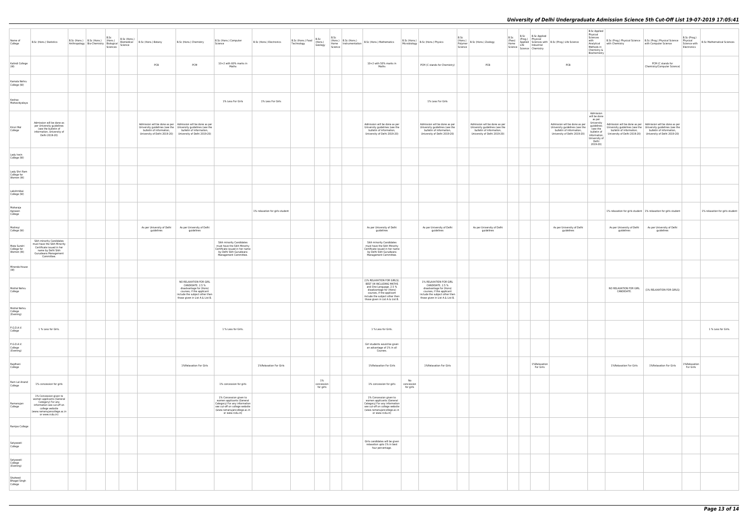| Name of College | B.Sc (Hons.) Statistics | B.Sc (Hons.) Anthropology | B.Sc (Hons.) Bio-Chemistry | B.Sc (Hons.) Biological Sciences | B.Sc (Hons.) Biomedical Science | B.Sc (Hons.) Botany | B.Sc (Hons.) Chemistry | B.Sc (Hons.) Computer Science | B.Sc (Hons.) Electronics | B.Sc (Hons.) Food Technology | B.Sc (Hons.) Geology | B.Sc (Hons.) Home Science | B.Sc (Hons.) Instrumentation | B.Sc (Hons.) Mathematics | B.Sc (Hons.) Microbiology | B.Sc (Hons.) Physics | B.Sc (Hons.) Polymer Science | B.Sc (Hons.) Zoology | B.Sc (Pass) Home Science | B.Sc (Prog.) Applied Life Science | B.Sc Applied Physical Sciences with Industrial Chemistry | B.Sc (Prog.) Life Science | B.Sc Applied Physical Sciences with Analytical Methods in Chemistry & Biochemistry | B.Sc (Prog.) Physical Science with Chemistry | B.Sc (Prog.) Physical Science with Computer Science | B.Sc (Prog.) Physical Science with Electronics | B.Sc Mathematical Sciences |
|---|---|---|---|---|---|---|---|---|---|---|---|---|---|---|---|---|---|---|---|---|---|---|---|---|---|---|---|
| Kalindi College (W) | | | | | | PCB | PCM | 10+2 with 60% marks in Maths | | | | | | 10+2 with 50% marks in Maths | | PCM (C stands for Chemistry) | | PCB | | | | PCB | | | PCM (C stands for Chemistry/Computer Science) | | |
| Kamala Nehru College (W) | | | | | | | | | | | | | | | | | | | | | | | | | | | |
| Keshav Mahavidyalaya | | | | | | | | 1% Less For Girls | 1% Less For Girls | | | | | | | 1% Less For Girls | | | | | | | | | | | |
| Kirori Mal College | Admission will be done as per University guidelines (see the bulletin of information, University of Delhi 2019-20) | | | | | Admission will be done as per University guidelines (see the bulletin of information, University of Delhi 2019-20) | Admission will be done as per University guidelines (see the bulletin of information, University of Delhi 2019-20) | | | | | | | Admission will be done as per University guidelines (see the bulletin of information, University of Delhi 2019-20) | | Admission will be done as per University guidelines (see the bulletin of information, University of Delhi 2019-20) | | Admission will be done as per University guidelines (see the bulletin of information, University of Delhi 2019-20) | | | | Admission will be done as per University guidelines (see the bulletin of information, University of Delhi 2019-20) | Admission will be done as per University guidelines (see the bulletin of information, University of Delhi 2019-20) | Admission will be done as per University guidelines (see the bulletin of information, University of Delhi 2019-20) | Admission will be done as per University guidelines (see the bulletin of information, University of Delhi 2019-20) | | |
| Lady Irwin College (W) | | | | | | | | | | | | | | | | | | | | | | | | | | | |
| Lady Shri Ram College for Women (W) | | | | | | | | | | | | | | | | | | | | | | | | | | | |
| Lakshmibai College (W) | | | | | | | | | | | | | | | | | | | | | | | | | | | |
| Maharaja Agrasen College | | | | | | | | | 1% relaxation for girls student | | | | | | | | | | | | | | | 1% relaxation for girls student | 1% relaxation for girls student | | 1% relaxation for girls student |
| Maitreyi College (W) | | | | | | As per University of Delhi guidelines | As per University of Delhi guidelines | | | | | | | As per University of Delhi guidelines | | As per University of Delhi guidelines | | As per University of Delhi guidelines | | | | As per University of Delhi guidelines | | As per University of Delhi guidelines | As per University of Delhi guidelines | | |
| Mata Sundri College for Women (W) | Sikh minority Candidates must have the Sikh Minority Certificate issued in her name by Delhi Sikh Gurudwara Management Committee. | | | | | | | Sikh minority Candidates must have the Sikh Minority Certificate issued in her name by Delhi Sikh Gurudwara Management Committee. | | | | | | Sikh minority Candidates must have the Sikh Minority Certificate issued in her name by Delhi Sikh Gurudwara Management Committee. | | | | | | | | | | | | | |
| Miranda House (W) | | | | | | | | | | | | | | | | | | | | | | | | | | | |
| Motilal Nehru College | | | | | | | NO RELAXATION FOR GIRL CANDIDATE. 2.5 % disadvantage for (Hons) courses, if the applicant include the subject other then those given in List A & List B. | | | | | | | (1% RELAXATION FOR GIRLS). BEST 04 INCLUDING MATHS and One Language. 2.5 % disadvantage for (Hons) courses, if the applicant include the subject other then those given in List A & List B. | | 1% RELAXATION FOR GIRL CANDIDATE. 2.5 % disadvantage for (Hons) courses, if the applicant include the subject other then those given in List A & List B. | | | | | | | | NO RELAXATION FOR GIRL CANDIDATE. | (1% RELAXATION FOR GIRLS) | | |
| Motilal Nehru College (Evening) | | | | | | | | | | | | | | | | | | | | | | | | | | | |
| P.G.D.A.V. College | 1 % Less for Girls. | | | | | | | 1 % Less for Girls. | | | | | | 1 % Less for Girls. | | | | | | | | | | | | | 1 % Less for Girls. |
| P.G.D.A.V. College (Evening) | | | | | | | | | | | | | | Girl students would be given an advantage of 1% in all Courses. | | | | | | | | | | | | | |
| Rajdhani College | | | | | | | 1%Relaxation For Girls | | 1%Relaxation For Girls | | | | | 1%Relaxation For Girls | | 1%Relaxation For Girls | | | | | 1%Relaxation For Girls | | | 1%Relaxation For Girls | 1%Relaxation For Girls | 1%Relaxation For Girls | |
| Ram Lal Anand College | 1% concession for girls | | | | | | | 1% concession for girls | | | 1% concession for girls | | | 1% concession for girls | No concession for girls | | | | | | | | | | | | |
| Ramanujan College | 1% Concession given to women applicants (General Category) For any information see cut-off on college website (www.ramanujancollege.ac.in or www.rcdu.in) | | | | | | | 1% Concession given to women applicants (General Category) For any information see cut-off on college website (www.ramanujancollege.ac.in or www.rcdu.in) | | | | | | 1% Concession given to women applicants (General Category) For any information see cut-off on college website (www.ramanujancollege.ac.in or www.rcdu.in) | | | | | | | | | | | | | |
| Ramjas College | | | | | | | | | | | | | | | | | | | | | | | | | | | |
| Satyawati College | | | | | | | | | | | | | | Girls candidates will be given relaxation upto 1% in best four percentage. | | | | | | | | | | | | | |
| Satyawati College (Evening) | | | | | | | | | | | | | | | | | | | | | | | | | | | |
| Shaheed Bhagat Singh College | | | | | | | | | | | | | | | | | | | | | | | | | | | |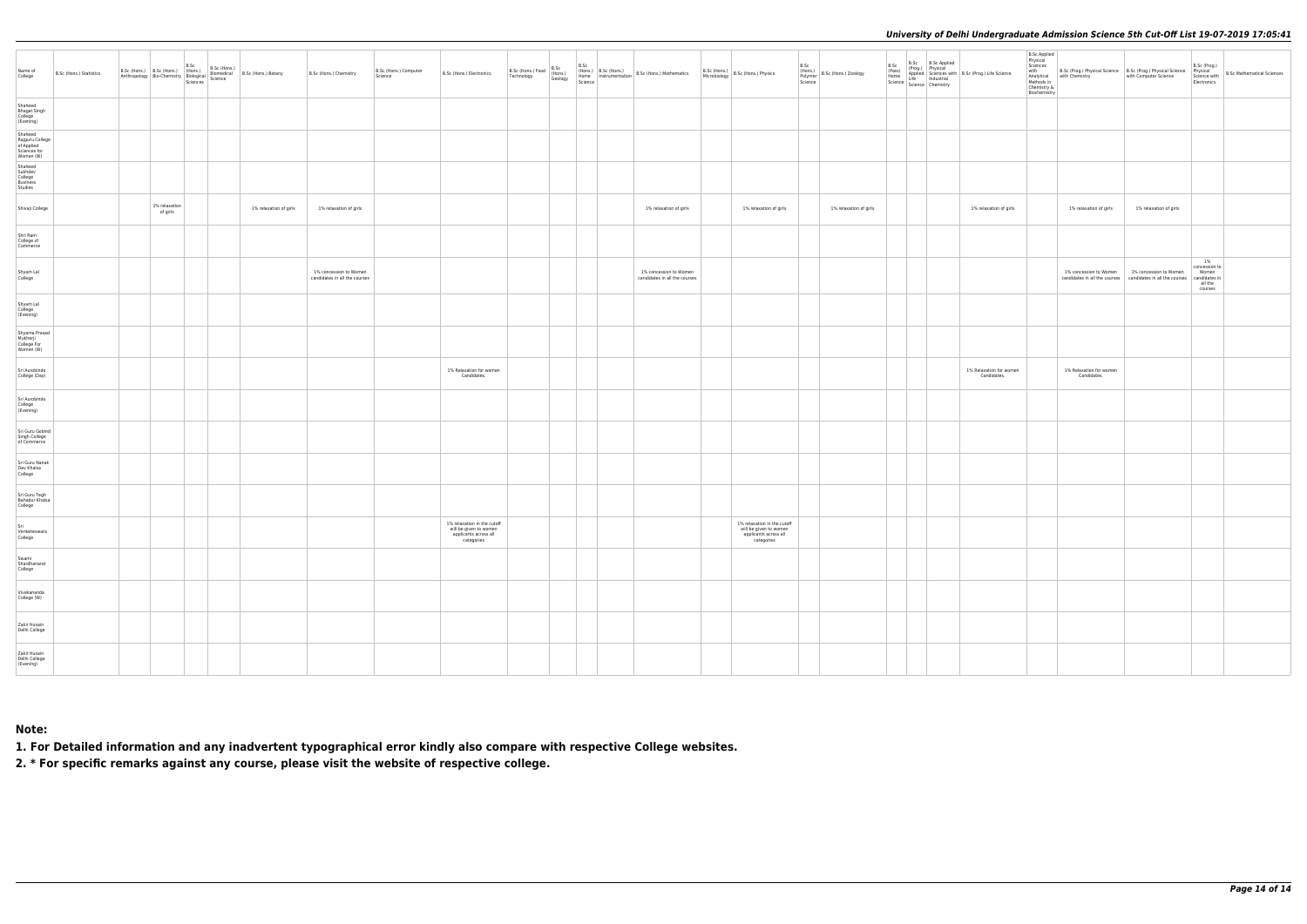| Name of College | B.Sc (Hons.) Statistics | B.Sc (Hons.) Anthropology | B.Sc (Hons.) Bio-Chemistry | B.Sc (Hons.) Biological Sciences | B.Sc (Hons.) Biomedical Science | B.Sc (Hons.) Botany | B.Sc (Hons.) Chemistry | B.Sc (Hons.) Computer Science | B.Sc (Hons.) Electronics | B.Sc (Hons.) Food Technology | B.Sc (Hons.) Geology | B.Sc (Hons.) Home Science | B.Sc (Hons.) Instrumentation | B.Sc (Hons.) Mathematics | B.Sc (Hons.) Microbiology | B.Sc (Hons.) Physics | B.Sc (Hons.) Polymer Science | B.Sc (Hons.) Zoology | B.Sc (Pass) Home Science | B.Sc (Prog.) Life Science | B.Sc Applied Physical Sciences with Industrial Chemistry | B.Sc (Prog.) Life Science | B.Sc Applied Physical Sciences with Analytical Methods in Chemistry & Biochemistry | B.Sc (Prog.) Physical Science with Chemistry | B.Sc (Prog.) Physical Science with Computer Science | B.Sc (Prog.) Physical Science with Electronics | B.Sc Mathematical Sciences |
|---|---|---|---|---|---|---|---|---|---|---|---|---|---|---|---|---|---|---|---|---|---|---|---|---|---|---|---|
| Shaheed Bhagat Singh College (Evening) | | | | | | | | | | | | | | | | | | | | | | | | | | | |
| Shaheed Rajguru College of Applied Sciences for Women (W) | | | | | | | | | | | | | | | | | | | | | | | | | | | |
| Shaheed Sukhdev College Business Studies | | | | | | | | | | | | | | | | | | | | | | | | | | | |
| Shivaji College | | | 1% relaxation of girls | | | 1% relaxation of girls | 1% relaxation of girls | | | | | | | 1% relaxation of girls | | 1% relaxation of girls | | 1% relaxation of girls | | | | 1% relaxation of girls | | 1% relaxation of girls | 1% relaxation of girls | | |
| Shri Ram College of Commerce | | | | | | | | | | | | | | | | | | | | | | | | | | | |
| Shyam Lal College | | | | | | | 1% concession to Women candidates in all the courses | | | | | | | 1% concession to Women candidates in all the courses | | | | | | | | | | 1% concession to Women candidates in all the courses | 1% concession to Women candidates in all the courses | 1% concession to Women candidates in all the courses | |
| Shyam Lal College (Evening) | | | | | | | | | | | | | | | | | | | | | | | | | | | |
| Shyama Prasad Mukherji College For Women (W) | | | | | | | | | | | | | | | | | | | | | | | | | | | |
| Sri Aurobindo College (Day) | | | | | | | | | 1% Relaxation for women Candidates. | | | | | | | | | | | | | 1% Relaxation for women Candidates. | | 1% Relaxation for women Candidates. | | | |
| Sri Aurobindo College (Evening) | | | | | | | | | | | | | | | | | | | | | | | | | | | |
| Sri Guru Gobind Singh College of Commerce | | | | | | | | | | | | | | | | | | | | | | | | | | | |
| Sri Guru Nanak Dev Khalsa College | | | | | | | | | | | | | | | | | | | | | | | | | | | |
| Sri Guru Tegh Bahadur Khalsa College | | | | | | | | | | | | | | | | | | | | | | | | | | | |
| Sri Venketeswara College | | | | | | | | | 1% relaxation in the cutoff will be given to women applicants across all categories | | | | | | | 1% relaxation in the cutoff will be given to women applicants across all categories | | | | | | | | | | | |
| Swami Shardhanand College | | | | | | | | | | | | | | | | | | | | | | | | | | | |
| Vivekananda College (W) | | | | | | | | | | | | | | | | | | | | | | | | | | | |
| Zakir Husain Delhi College | | | | | | | | | | | | | | | | | | | | | | | | | | | |
| Zakir Husain Delhi College (Evening) | | | | | | | | | | | | | | | | | | | | | | | | | | | |

**Note:**

**1. For Detailed information and any inadvertent typographical error kindly also compare with respective College websites.**

**2. * For specific remarks against any course, please visit the website of respective college.**